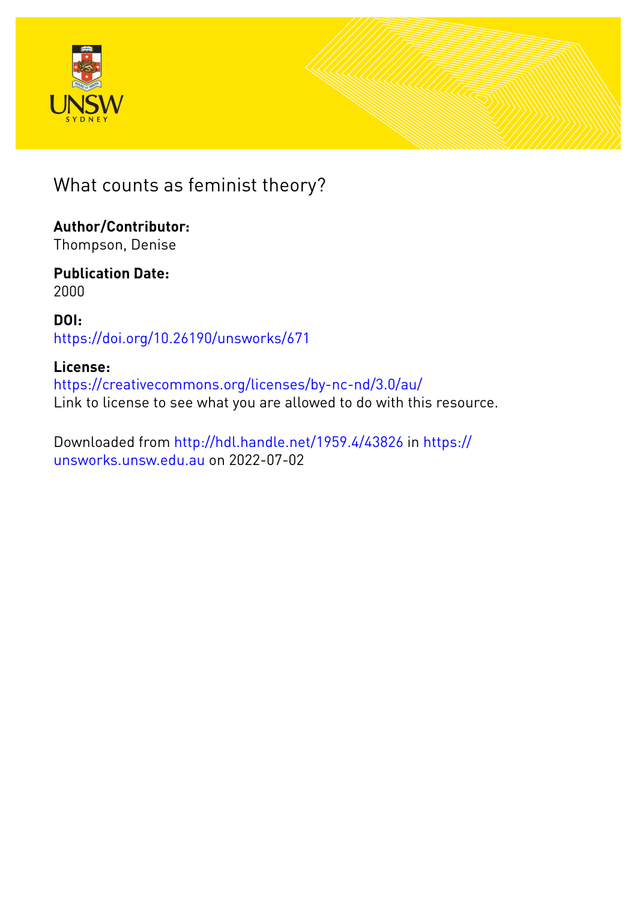# What counts as feminist theory?

**Author/Contributor:**
Thompson, Denise

**Publication Date:**
2000

**DOI:**
https://doi.org/10.26190/unsworks/671

**License:**
https://creativecommons.org/licenses/by-nc-nd/3.0/au/
Link to license to see what you are allowed to do with this resource.

Downloaded from http://hdl.handle.net/1959.4/43826 in https://unsworks.unsw.edu.au on 2022-07-02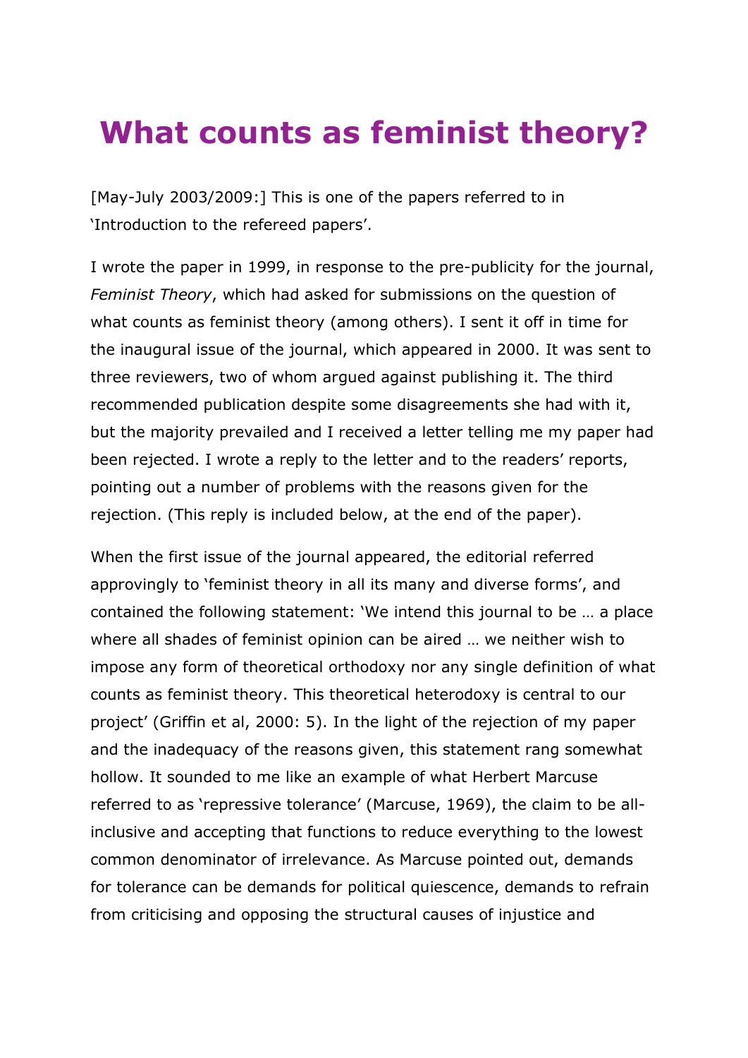# What counts as feminist theory?

[May-July 2003/2009:] This is one of the papers referred to in 'Introduction to the refereed papers'.

I wrote the paper in 1999, in response to the pre-publicity for the journal, *Feminist Theory*, which had asked for submissions on the question of what counts as feminist theory (among others). I sent it off in time for the inaugural issue of the journal, which appeared in 2000. It was sent to three reviewers, two of whom argued against publishing it. The third recommended publication despite some disagreements she had with it, but the majority prevailed and I received a letter telling me my paper had been rejected. I wrote a reply to the letter and to the readers' reports, pointing out a number of problems with the reasons given for the rejection. (This reply is included below, at the end of the paper).

When the first issue of the journal appeared, the editorial referred approvingly to 'feminist theory in all its many and diverse forms', and contained the following statement: 'We intend this journal to be … a place where all shades of feminist opinion can be aired … we neither wish to impose any form of theoretical orthodoxy nor any single definition of what counts as feminist theory. This theoretical heterodoxy is central to our project' (Griffin et al, 2000: 5). In the light of the rejection of my paper and the inadequacy of the reasons given, this statement rang somewhat hollow. It sounded to me like an example of what Herbert Marcuse referred to as 'repressive tolerance' (Marcuse, 1969), the claim to be all-inclusive and accepting that functions to reduce everything to the lowest common denominator of irrelevance. As Marcuse pointed out, demands for tolerance can be demands for political quiescence, demands to refrain from criticising and opposing the structural causes of injustice and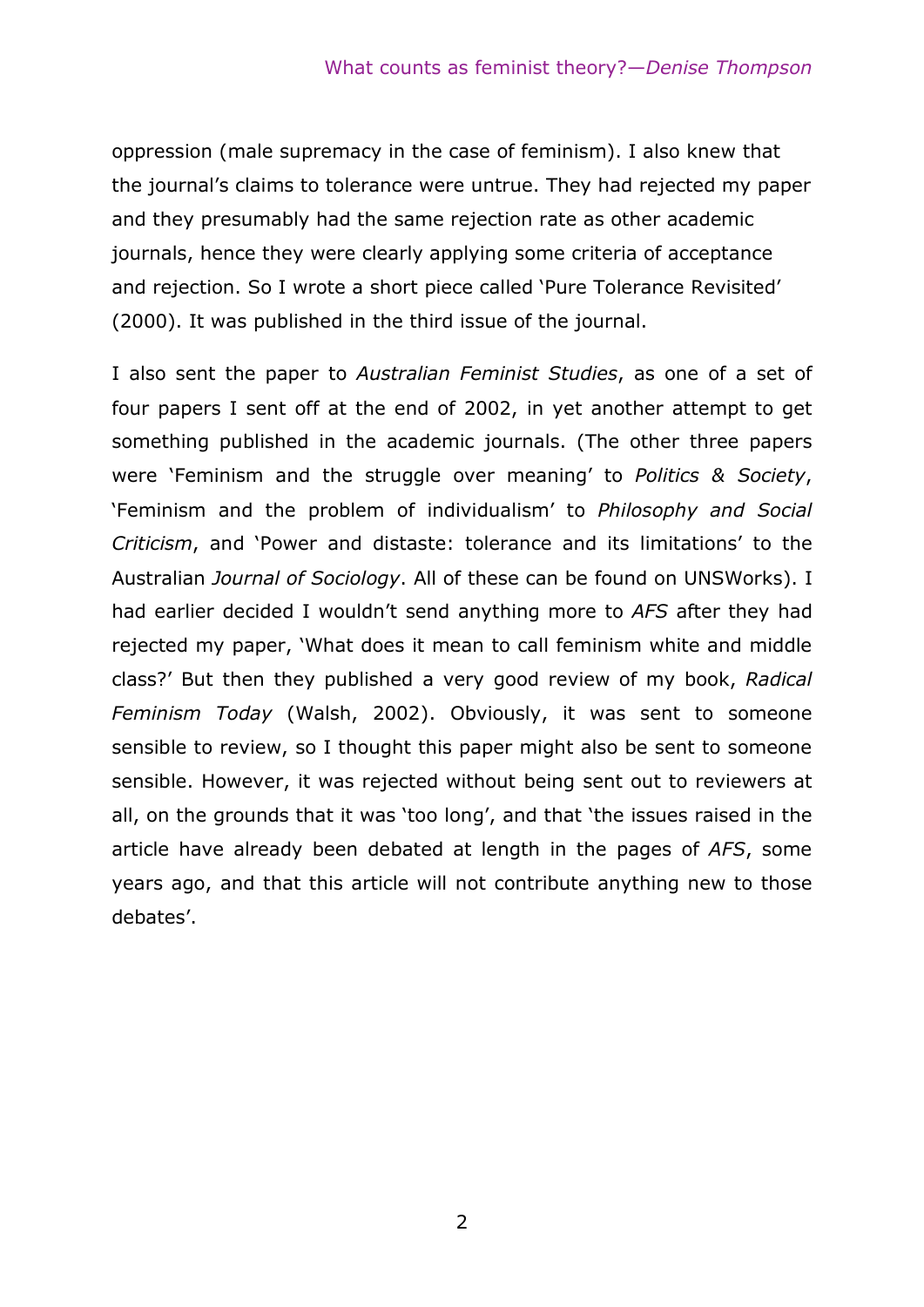oppression (male supremacy in the case of feminism). I also knew that the journal's claims to tolerance were untrue. They had rejected my paper and they presumably had the same rejection rate as other academic journals, hence they were clearly applying some criteria of acceptance and rejection. So I wrote a short piece called 'Pure Tolerance Revisited' (2000). It was published in the third issue of the journal.

I also sent the paper to *Australian Feminist Studies*, as one of a set of four papers I sent off at the end of 2002, in yet another attempt to get something published in the academic journals. (The other three papers were 'Feminism and the struggle over meaning' to *Politics & Society*, 'Feminism and the problem of individualism' to *Philosophy and Social Criticism*, and 'Power and distaste: tolerance and its limitations' to the Australian *Journal of Sociology*. All of these can be found on UNSWorks). I had earlier decided I wouldn't send anything more to *AFS* after they had rejected my paper, 'What does it mean to call feminism white and middle class?' But then they published a very good review of my book, *Radical Feminism Today* (Walsh, 2002). Obviously, it was sent to someone sensible to review, so I thought this paper might also be sent to someone sensible. However, it was rejected without being sent out to reviewers at all, on the grounds that it was 'too long', and that 'the issues raised in the article have already been debated at length in the pages of *AFS*, some years ago, and that this article will not contribute anything new to those debates'.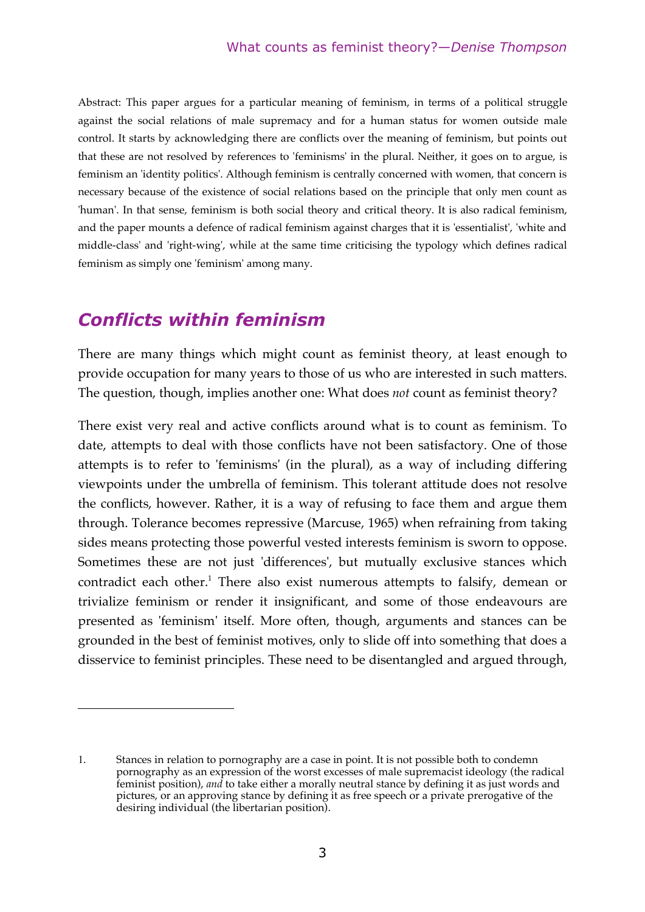Abstract: This paper argues for a particular meaning of feminism, in terms of a political struggle against the social relations of male supremacy and for a human status for women outside male control. It starts by acknowledging there are conflicts over the meaning of feminism, but points out that these are not resolved by references to 'feminisms' in the plural. Neither, it goes on to argue, is feminism an 'identity politics'. Although feminism is centrally concerned with women, that concern is necessary because of the existence of social relations based on the principle that only men count as 'human'. In that sense, feminism is both social theory and critical theory. It is also radical feminism, and the paper mounts a defence of radical feminism against charges that it is 'essentialist', 'white and middle-class' and 'right-wing', while at the same time criticising the typology which defines radical feminism as simply one 'feminism' among many.

## *Conflicts within feminism*

There are many things which might count as feminist theory, at least enough to provide occupation for many years to those of us who are interested in such matters. The question, though, implies another one: What does *not* count as feminist theory?

There exist very real and active conflicts around what is to count as feminism. To date, attempts to deal with those conflicts have not been satisfactory. One of those attempts is to refer to 'feminisms' (in the plural), as a way of including differing viewpoints under the umbrella of feminism. This tolerant attitude does not resolve the conflicts, however. Rather, it is a way of refusing to face them and argue them through. Tolerance becomes repressive (Marcuse, 1965) when refraining from taking sides means protecting those powerful vested interests feminism is sworn to oppose. Sometimes these are not just 'differences', but mutually exclusive stances which contradict each other.[1] There also exist numerous attempts to falsify, demean or trivialize feminism or render it insignificant, and some of those endeavours are presented as 'feminism' itself. More often, though, arguments and stances can be grounded in the best of feminist motives, only to slide off into something that does a disservice to feminist principles. These need to be disentangled and argued through,

---

1. Stances in relation to pornography are a case in point. It is not possible both to condemn pornography as an expression of the worst excesses of male supremacist ideology (the radical feminist position), *and* to take either a morally neutral stance by defining it as just words and pictures, or an approving stance by defining it as free speech or a private prerogative of the desiring individual (the libertarian position).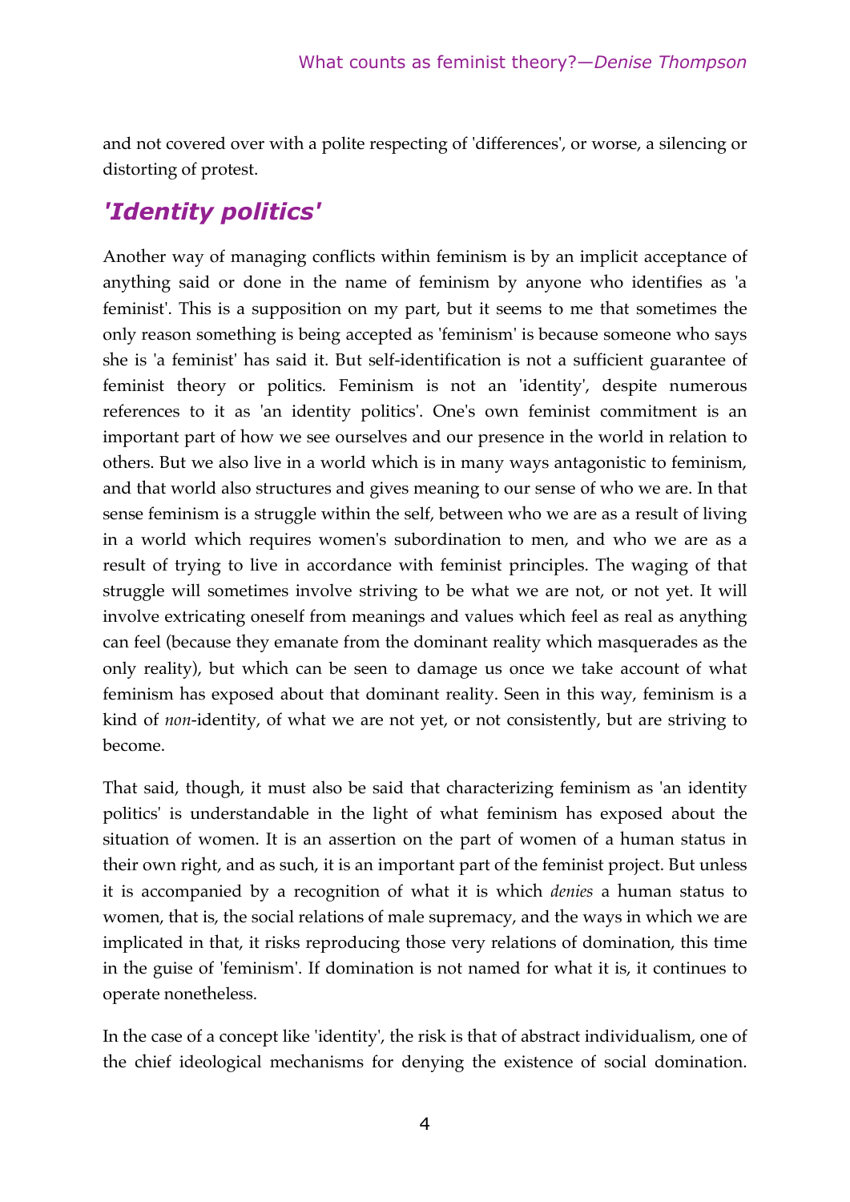and not covered over with a polite respecting of 'differences', or worse, a silencing or distorting of protest.

## *'Identity politics'*

Another way of managing conflicts within feminism is by an implicit acceptance of anything said or done in the name of feminism by anyone who identifies as 'a feminist'. This is a supposition on my part, but it seems to me that sometimes the only reason something is being accepted as 'feminism' is because someone who says she is 'a feminist' has said it. But self-identification is not a sufficient guarantee of feminist theory or politics. Feminism is not an 'identity', despite numerous references to it as 'an identity politics'. One's own feminist commitment is an important part of how we see ourselves and our presence in the world in relation to others. But we also live in a world which is in many ways antagonistic to feminism, and that world also structures and gives meaning to our sense of who we are. In that sense feminism is a struggle within the self, between who we are as a result of living in a world which requires women's subordination to men, and who we are as a result of trying to live in accordance with feminist principles. The waging of that struggle will sometimes involve striving to be what we are not, or not yet. It will involve extricating oneself from meanings and values which feel as real as anything can feel (because they emanate from the dominant reality which masquerades as the only reality), but which can be seen to damage us once we take account of what feminism has exposed about that dominant reality. Seen in this way, feminism is a kind of *non*-identity, of what we are not yet, or not consistently, but are striving to become.

That said, though, it must also be said that characterizing feminism as 'an identity politics' is understandable in the light of what feminism has exposed about the situation of women. It is an assertion on the part of women of a human status in their own right, and as such, it is an important part of the feminist project. But unless it is accompanied by a recognition of what it is which *denies* a human status to women, that is, the social relations of male supremacy, and the ways in which we are implicated in that, it risks reproducing those very relations of domination, this time in the guise of 'feminism'. If domination is not named for what it is, it continues to operate nonetheless.

In the case of a concept like 'identity', the risk is that of abstract individualism, one of the chief ideological mechanisms for denying the existence of social domination.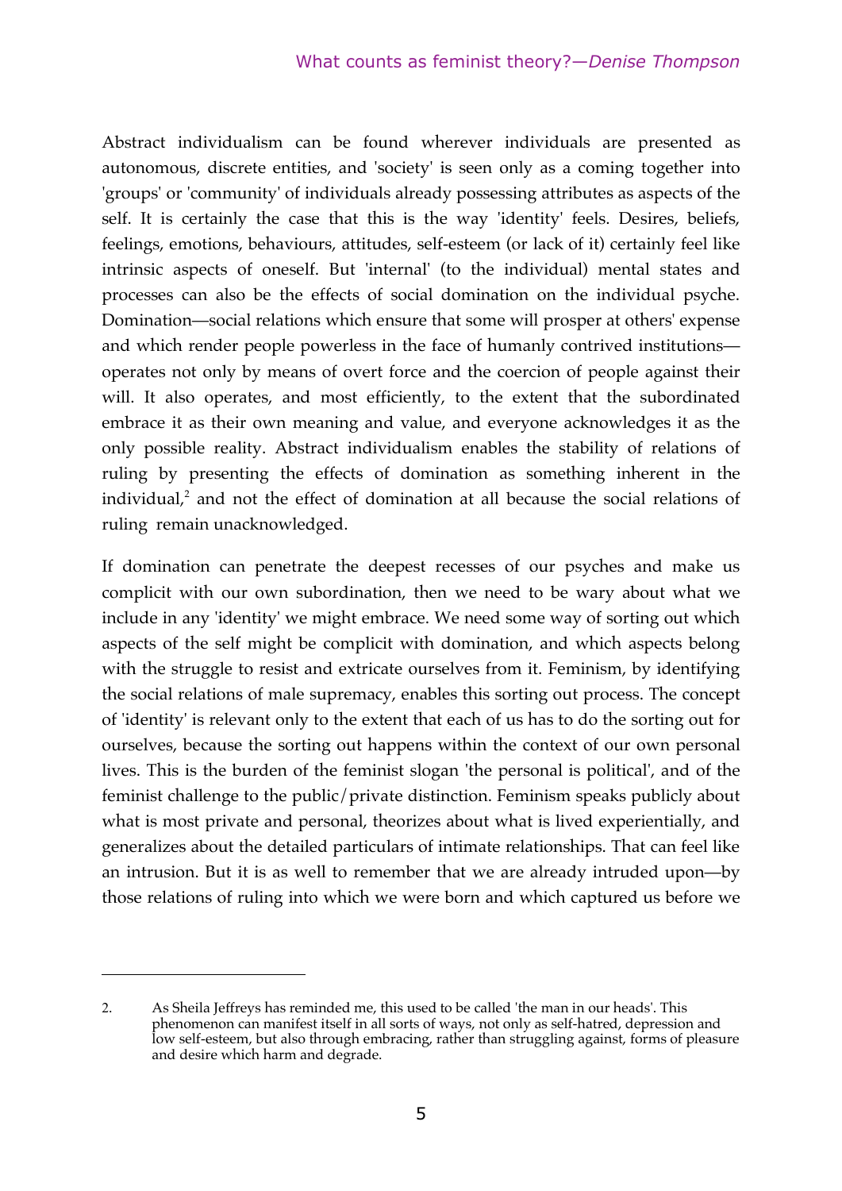Abstract individualism can be found wherever individuals are presented as autonomous, discrete entities, and 'society' is seen only as a coming together into 'groups' or 'community' of individuals already possessing attributes as aspects of the self. It is certainly the case that this is the way 'identity' feels. Desires, beliefs, feelings, emotions, behaviours, attitudes, self-esteem (or lack of it) certainly feel like intrinsic aspects of oneself. But 'internal' (to the individual) mental states and processes can also be the effects of social domination on the individual psyche. Domination—social relations which ensure that some will prosper at others' expense and which render people powerless in the face of humanly contrived institutions—operates not only by means of overt force and the coercion of people against their will. It also operates, and most efficiently, to the extent that the subordinated embrace it as their own meaning and value, and everyone acknowledges it as the only possible reality. Abstract individualism enables the stability of relations of ruling by presenting the effects of domination as something inherent in the individual,[2] and not the effect of domination at all because the social relations of ruling remain unacknowledged.

If domination can penetrate the deepest recesses of our psyches and make us complicit with our own subordination, then we need to be wary about what we include in any 'identity' we might embrace. We need some way of sorting out which aspects of the self might be complicit with domination, and which aspects belong with the struggle to resist and extricate ourselves from it. Feminism, by identifying the social relations of male supremacy, enables this sorting out process. The concept of 'identity' is relevant only to the extent that each of us has to do the sorting out for ourselves, because the sorting out happens within the context of our own personal lives. This is the burden of the feminist slogan 'the personal is political', and of the feminist challenge to the public/private distinction. Feminism speaks publicly about what is most private and personal, theorizes about what is lived experientially, and generalizes about the detailed particulars of intimate relationships. That can feel like an intrusion. But it is as well to remember that we are already intruded upon—by those relations of ruling into which we were born and which captured us before we

---

2. As Sheila Jeffreys has reminded me, this used to be called 'the man in our heads'. This phenomenon can manifest itself in all sorts of ways, not only as self-hatred, depression and low self-esteem, but also through embracing, rather than struggling against, forms of pleasure and desire which harm and degrade.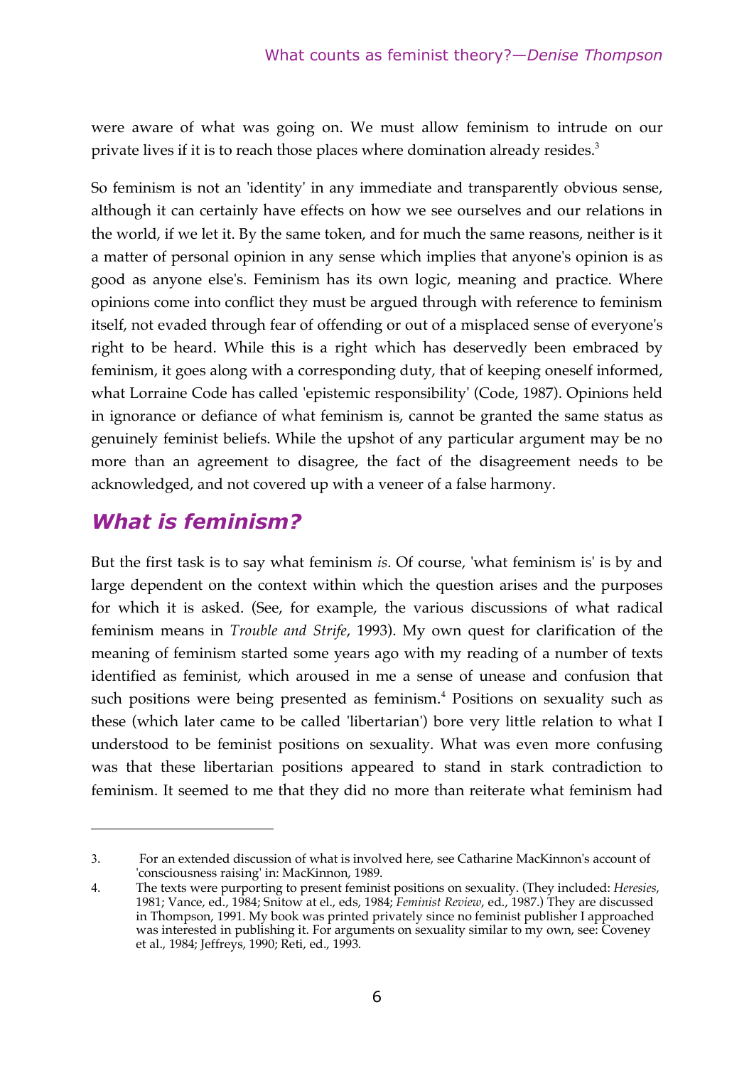were aware of what was going on. We must allow feminism to intrude on our private lives if it is to reach those places where domination already resides.[3]

So feminism is not an 'identity' in any immediate and transparently obvious sense, although it can certainly have effects on how we see ourselves and our relations in the world, if we let it. By the same token, and for much the same reasons, neither is it a matter of personal opinion in any sense which implies that anyone's opinion is as good as anyone else's. Feminism has its own logic, meaning and practice. Where opinions come into conflict they must be argued through with reference to feminism itself, not evaded through fear of offending or out of a misplaced sense of everyone's right to be heard. While this is a right which has deservedly been embraced by feminism, it goes along with a corresponding duty, that of keeping oneself informed, what Lorraine Code has called 'epistemic responsibility' (Code, 1987). Opinions held in ignorance or defiance of what feminism is, cannot be granted the same status as genuinely feminist beliefs. While the upshot of any particular argument may be no more than an agreement to disagree, the fact of the disagreement needs to be acknowledged, and not covered up with a veneer of a false harmony.

## *What is feminism?*

But the first task is to say what feminism *is*. Of course, 'what feminism is' is by and large dependent on the context within which the question arises and the purposes for which it is asked. (See, for example, the various discussions of what radical feminism means in *Trouble and Strife*, 1993). My own quest for clarification of the meaning of feminism started some years ago with my reading of a number of texts identified as feminist, which aroused in me a sense of unease and confusion that such positions were being presented as feminism.[4] Positions on sexuality such as these (which later came to be called 'libertarian') bore very little relation to what I understood to be feminist positions on sexuality. What was even more confusing was that these libertarian positions appeared to stand in stark contradiction to feminism. It seemed to me that they did no more than reiterate what feminism had

---

3. For an extended discussion of what is involved here, see Catharine MacKinnon's account of 'consciousness raising' in: MacKinnon, 1989.

4. The texts were purporting to present feminist positions on sexuality. (They included: *Heresies*, 1981; Vance, ed., 1984; Snitow at el., eds, 1984; *Feminist Review*, ed., 1987.) They are discussed in Thompson, 1991. My book was printed privately since no feminist publisher I approached was interested in publishing it. For arguments on sexuality similar to my own, see: Coveney et al., 1984; Jeffreys, 1990; Reti, ed., 1993.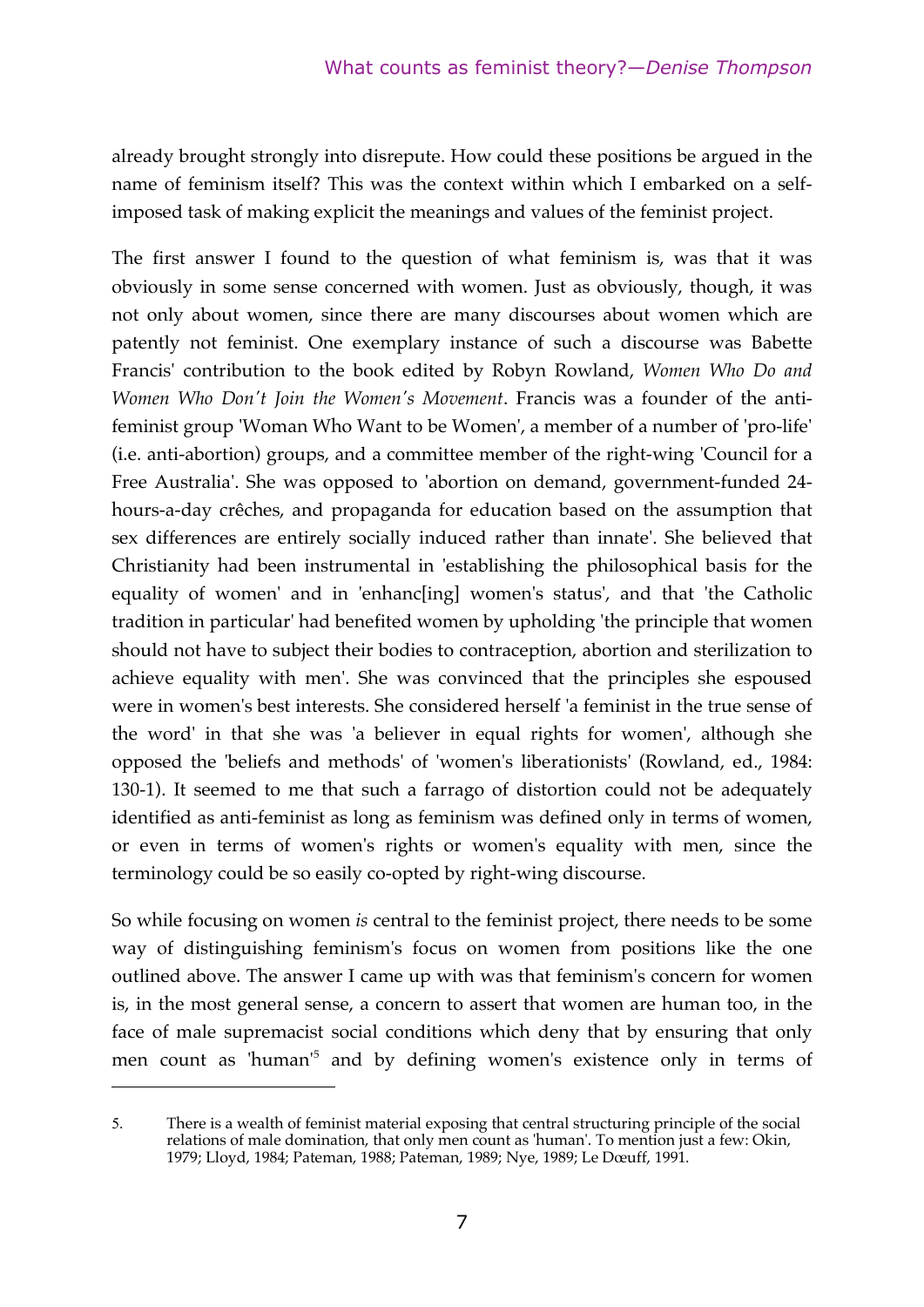already brought strongly into disrepute. How could these positions be argued in the name of feminism itself? This was the context within which I embarked on a self-imposed task of making explicit the meanings and values of the feminist project.

The first answer I found to the question of what feminism is, was that it was obviously in some sense concerned with women. Just as obviously, though, it was not only about women, since there are many discourses about women which are patently not feminist. One exemplary instance of such a discourse was Babette Francis' contribution to the book edited by Robyn Rowland, *Women Who Do and Women Who Don't Join the Women's Movement*. Francis was a founder of the anti-feminist group 'Woman Who Want to be Women', a member of a number of 'pro-life' (i.e. anti-abortion) groups, and a committee member of the right-wing 'Council for a Free Australia'. She was opposed to 'abortion on demand, government-funded 24-hours-a-day crêches, and propaganda for education based on the assumption that sex differences are entirely socially induced rather than innate'. She believed that Christianity had been instrumental in 'establishing the philosophical basis for the equality of women' and in 'enhanc[ing] women's status', and that 'the Catholic tradition in particular' had benefited women by upholding 'the principle that women should not have to subject their bodies to contraception, abortion and sterilization to achieve equality with men'. She was convinced that the principles she espoused were in women's best interests. She considered herself 'a feminist in the true sense of the word' in that she was 'a believer in equal rights for women', although she opposed the 'beliefs and methods' of 'women's liberationists' (Rowland, ed., 1984: 130-1). It seemed to me that such a farrago of distortion could not be adequately identified as anti-feminist as long as feminism was defined only in terms of women, or even in terms of women's rights or women's equality with men, since the terminology could be so easily co-opted by right-wing discourse.

So while focusing on women *is* central to the feminist project, there needs to be some way of distinguishing feminism's focus on women from positions like the one outlined above. The answer I came up with was that feminism's concern for women is, in the most general sense, a concern to assert that women are human too, in the face of male supremacist social conditions which deny that by ensuring that only men count as 'human'[5] and by defining women's existence only in terms of

---

5. There is a wealth of feminist material exposing that central structuring principle of the social relations of male domination, that only men count as 'human'. To mention just a few: Okin, 1979; Lloyd, 1984; Pateman, 1988; Pateman, 1989; Nye, 1989; Le Dœuff, 1991.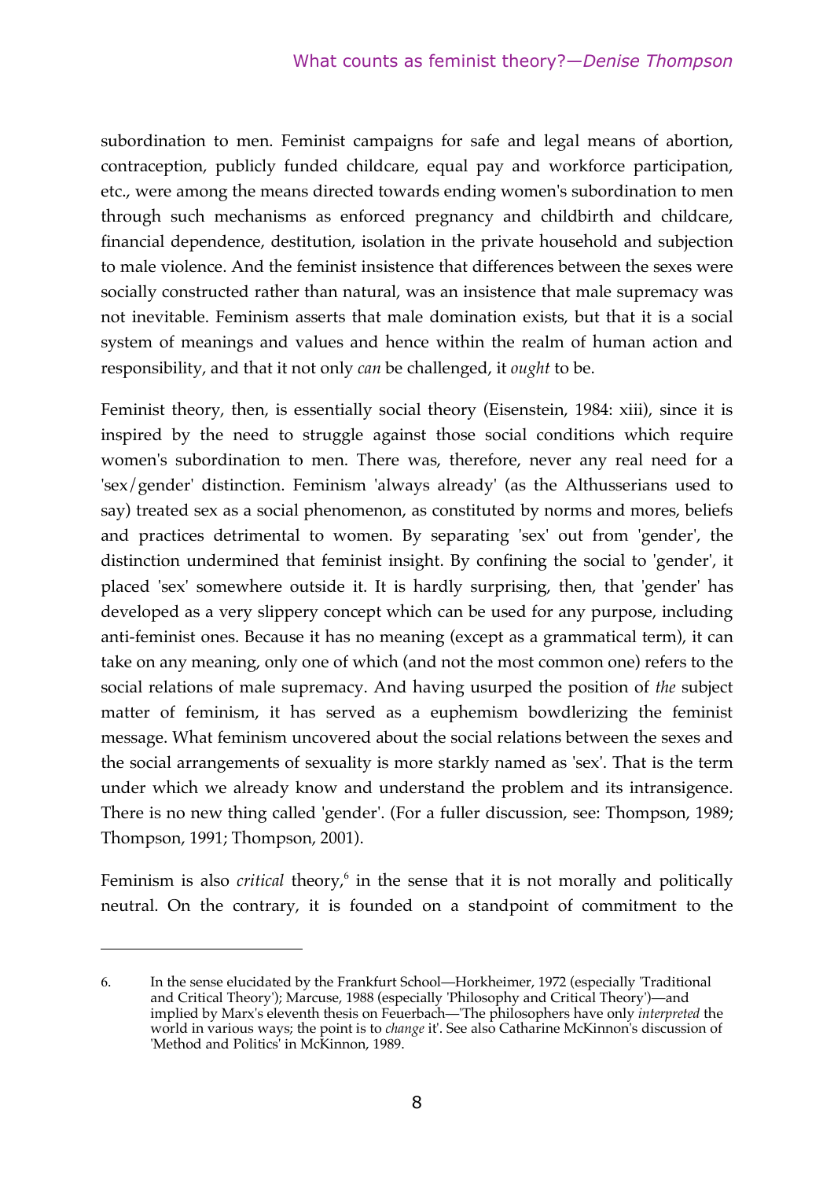subordination to men. Feminist campaigns for safe and legal means of abortion, contraception, publicly funded childcare, equal pay and workforce participation, etc., were among the means directed towards ending women's subordination to men through such mechanisms as enforced pregnancy and childbirth and childcare, financial dependence, destitution, isolation in the private household and subjection to male violence. And the feminist insistence that differences between the sexes were socially constructed rather than natural, was an insistence that male supremacy was not inevitable. Feminism asserts that male domination exists, but that it is a social system of meanings and values and hence within the realm of human action and responsibility, and that it not only *can* be challenged, it *ought* to be.

Feminist theory, then, is essentially social theory (Eisenstein, 1984: xiii), since it is inspired by the need to struggle against those social conditions which require women's subordination to men. There was, therefore, never any real need for a 'sex/gender' distinction. Feminism 'always already' (as the Althusserians used to say) treated sex as a social phenomenon, as constituted by norms and mores, beliefs and practices detrimental to women. By separating 'sex' out from 'gender', the distinction undermined that feminist insight. By confining the social to 'gender', it placed 'sex' somewhere outside it. It is hardly surprising, then, that 'gender' has developed as a very slippery concept which can be used for any purpose, including anti-feminist ones. Because it has no meaning (except as a grammatical term), it can take on any meaning, only one of which (and not the most common one) refers to the social relations of male supremacy. And having usurped the position of *the* subject matter of feminism, it has served as a euphemism bowdlerizing the feminist message. What feminism uncovered about the social relations between the sexes and the social arrangements of sexuality is more starkly named as 'sex'. That is the term under which we already know and understand the problem and its intransigence. There is no new thing called 'gender'. (For a fuller discussion, see: Thompson, 1989; Thompson, 1991; Thompson, 2001).

Feminism is also *critical* theory,[6] in the sense that it is not morally and politically neutral. On the contrary, it is founded on a standpoint of commitment to the

---

6. In the sense elucidated by the Frankfurt School—Horkheimer, 1972 (especially 'Traditional and Critical Theory'); Marcuse, 1988 (especially 'Philosophy and Critical Theory')—and implied by Marx's eleventh thesis on Feuerbach—'The philosophers have only *interpreted* the world in various ways; the point is to *change* it'. See also Catharine McKinnon's discussion of 'Method and Politics' in McKinnon, 1989.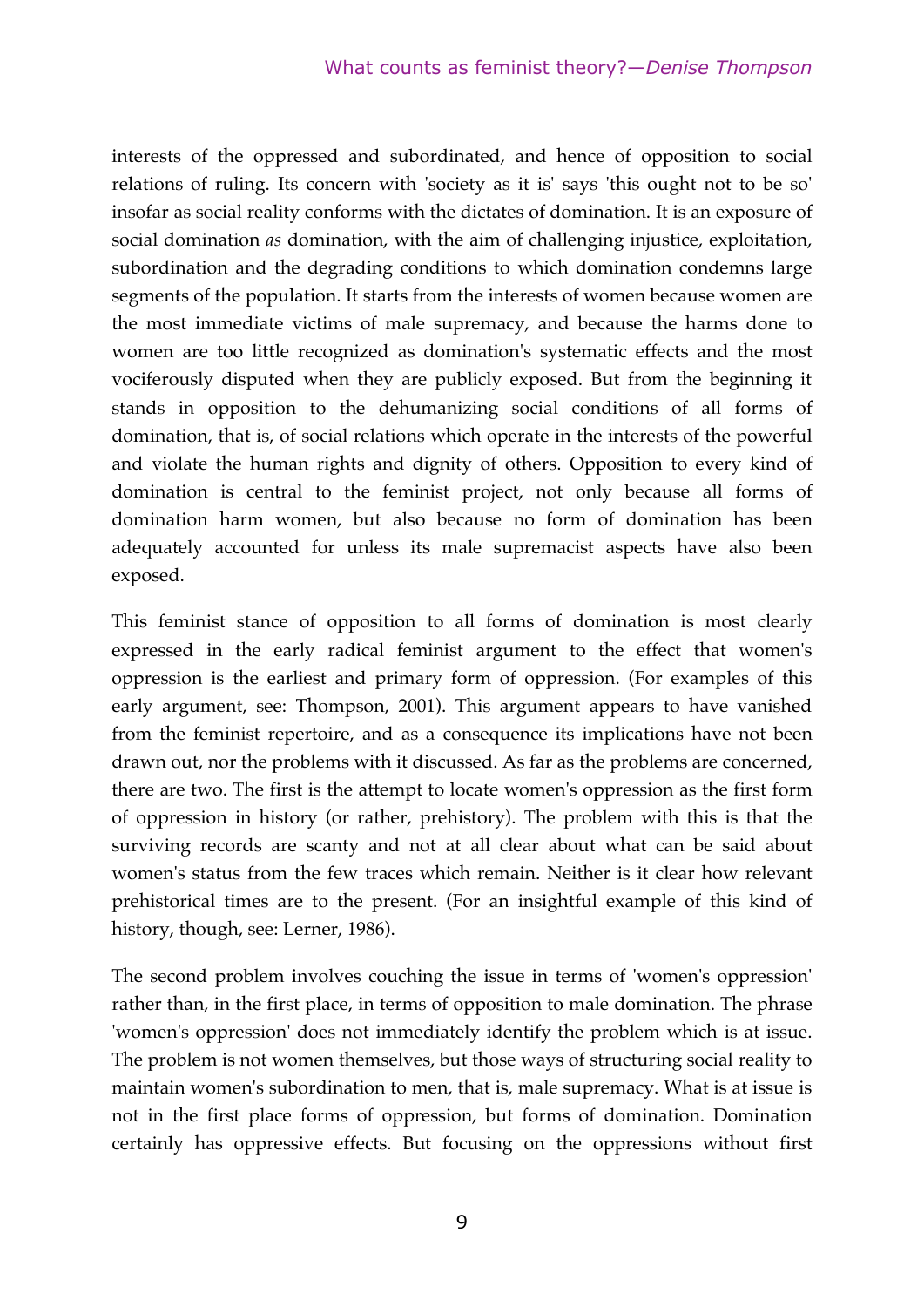interests of the oppressed and subordinated, and hence of opposition to social relations of ruling. Its concern with 'society as it is' says 'this ought not to be so' insofar as social reality conforms with the dictates of domination. It is an exposure of social domination *as* domination, with the aim of challenging injustice, exploitation, subordination and the degrading conditions to which domination condemns large segments of the population. It starts from the interests of women because women are the most immediate victims of male supremacy, and because the harms done to women are too little recognized as domination's systematic effects and the most vociferously disputed when they are publicly exposed. But from the beginning it stands in opposition to the dehumanizing social conditions of all forms of domination, that is, of social relations which operate in the interests of the powerful and violate the human rights and dignity of others. Opposition to every kind of domination is central to the feminist project, not only because all forms of domination harm women, but also because no form of domination has been adequately accounted for unless its male supremacist aspects have also been exposed.

This feminist stance of opposition to all forms of domination is most clearly expressed in the early radical feminist argument to the effect that women's oppression is the earliest and primary form of oppression. (For examples of this early argument, see: Thompson, 2001). This argument appears to have vanished from the feminist repertoire, and as a consequence its implications have not been drawn out, nor the problems with it discussed. As far as the problems are concerned, there are two. The first is the attempt to locate women's oppression as the first form of oppression in history (or rather, prehistory). The problem with this is that the surviving records are scanty and not at all clear about what can be said about women's status from the few traces which remain. Neither is it clear how relevant prehistorical times are to the present. (For an insightful example of this kind of history, though, see: Lerner, 1986).

The second problem involves couching the issue in terms of 'women's oppression' rather than, in the first place, in terms of opposition to male domination. The phrase 'women's oppression' does not immediately identify the problem which is at issue. The problem is not women themselves, but those ways of structuring social reality to maintain women's subordination to men, that is, male supremacy. What is at issue is not in the first place forms of oppression, but forms of domination. Domination certainly has oppressive effects. But focusing on the oppressions without first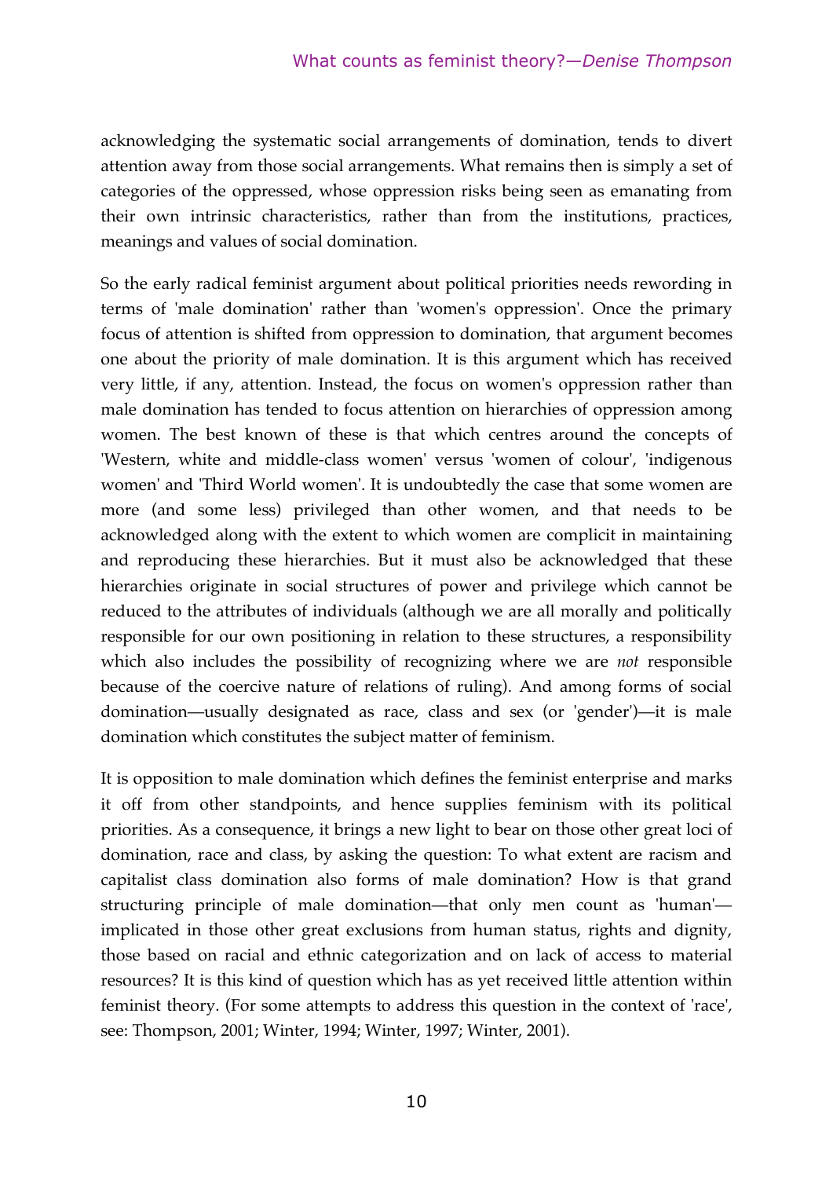acknowledging the systematic social arrangements of domination, tends to divert attention away from those social arrangements. What remains then is simply a set of categories of the oppressed, whose oppression risks being seen as emanating from their own intrinsic characteristics, rather than from the institutions, practices, meanings and values of social domination.

So the early radical feminist argument about political priorities needs rewording in terms of 'male domination' rather than 'women's oppression'. Once the primary focus of attention is shifted from oppression to domination, that argument becomes one about the priority of male domination. It is this argument which has received very little, if any, attention. Instead, the focus on women's oppression rather than male domination has tended to focus attention on hierarchies of oppression among women. The best known of these is that which centres around the concepts of 'Western, white and middle-class women' versus 'women of colour', 'indigenous women' and 'Third World women'. It is undoubtedly the case that some women are more (and some less) privileged than other women, and that needs to be acknowledged along with the extent to which women are complicit in maintaining and reproducing these hierarchies. But it must also be acknowledged that these hierarchies originate in social structures of power and privilege which cannot be reduced to the attributes of individuals (although we are all morally and politically responsible for our own positioning in relation to these structures, a responsibility which also includes the possibility of recognizing where we are *not* responsible because of the coercive nature of relations of ruling). And among forms of social domination—usually designated as race, class and sex (or 'gender')—it is male domination which constitutes the subject matter of feminism.

It is opposition to male domination which defines the feminist enterprise and marks it off from other standpoints, and hence supplies feminism with its political priorities. As a consequence, it brings a new light to bear on those other great loci of domination, race and class, by asking the question: To what extent are racism and capitalist class domination also forms of male domination? How is that grand structuring principle of male domination—that only men count as 'human'—implicated in those other great exclusions from human status, rights and dignity, those based on racial and ethnic categorization and on lack of access to material resources? It is this kind of question which has as yet received little attention within feminist theory. (For some attempts to address this question in the context of 'race', see: Thompson, 2001; Winter, 1994; Winter, 1997; Winter, 2001).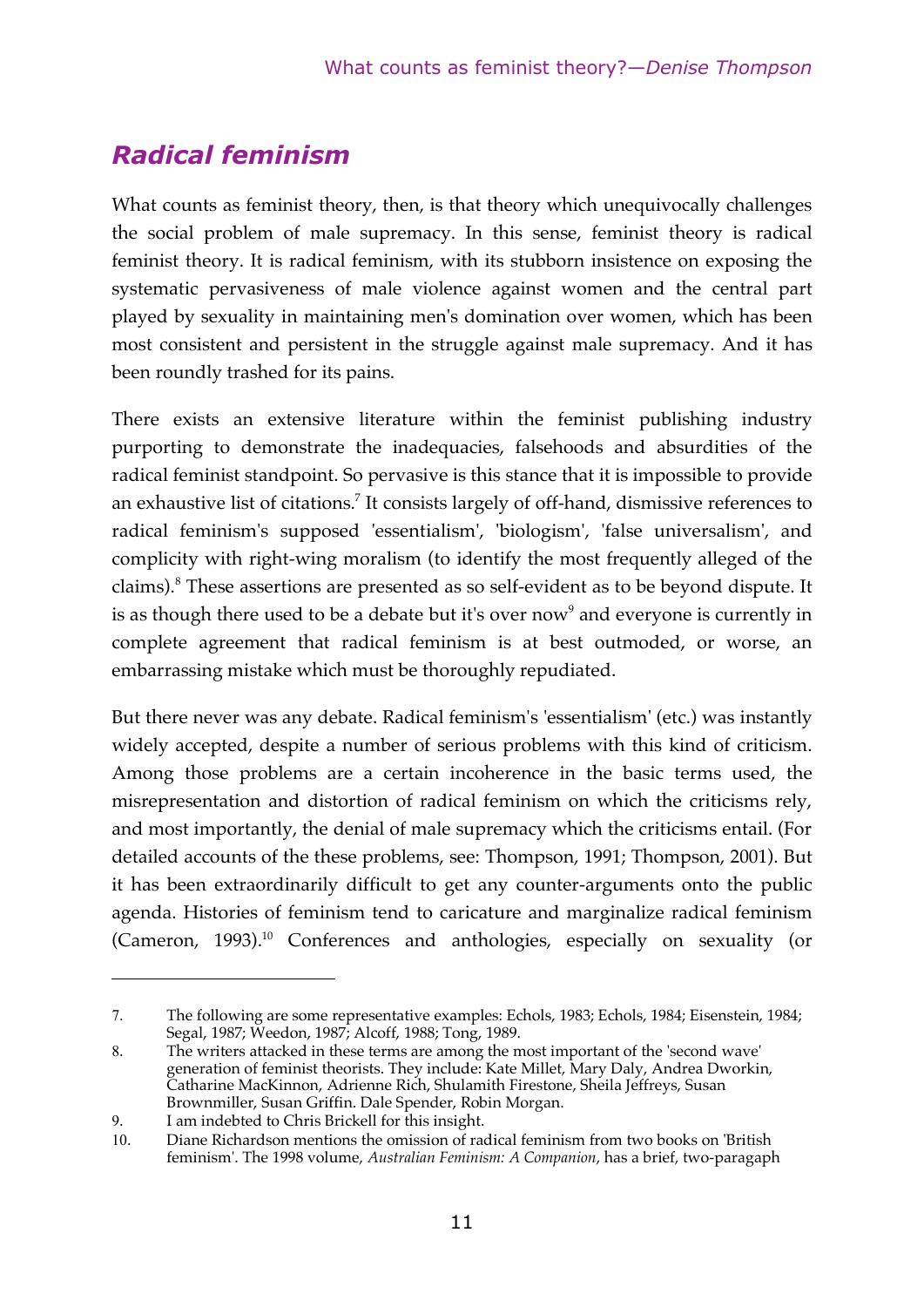## *Radical feminism*

What counts as feminist theory, then, is that theory which unequivocally challenges the social problem of male supremacy. In this sense, feminist theory is radical feminist theory. It is radical feminism, with its stubborn insistence on exposing the systematic pervasiveness of male violence against women and the central part played by sexuality in maintaining men's domination over women, which has been most consistent and persistent in the struggle against male supremacy. And it has been roundly trashed for its pains.

There exists an extensive literature within the feminist publishing industry purporting to demonstrate the inadequacies, falsehoods and absurdities of the radical feminist standpoint. So pervasive is this stance that it is impossible to provide an exhaustive list of citations.[7] It consists largely of off-hand, dismissive references to radical feminism's supposed 'essentialism', 'biologism', 'false universalism', and complicity with right-wing moralism (to identify the most frequently alleged of the claims).[8] These assertions are presented as so self-evident as to be beyond dispute. It is as though there used to be a debate but it's over now[9] and everyone is currently in complete agreement that radical feminism is at best outmoded, or worse, an embarrassing mistake which must be thoroughly repudiated.

But there never was any debate. Radical feminism's 'essentialism' (etc.) was instantly widely accepted, despite a number of serious problems with this kind of criticism. Among those problems are a certain incoherence in the basic terms used, the misrepresentation and distortion of radical feminism on which the criticisms rely, and most importantly, the denial of male supremacy which the criticisms entail. (For detailed accounts of the these problems, see: Thompson, 1991; Thompson, 2001). But it has been extraordinarily difficult to get any counter-arguments onto the public agenda. Histories of feminism tend to caricature and marginalize radical feminism (Cameron, 1993).[10] Conferences and anthologies, especially on sexuality (or

---

7. The following are some representative examples: Echols, 1983; Echols, 1984; Eisenstein, 1984; Segal, 1987; Weedon, 1987; Alcoff, 1988; Tong, 1989.
8. The writers attacked in these terms are among the most important of the 'second wave' generation of feminist theorists. They include: Kate Millet, Mary Daly, Andrea Dworkin, Catharine MacKinnon, Adrienne Rich, Shulamith Firestone, Sheila Jeffreys, Susan Brownmiller, Susan Griffin. Dale Spender, Robin Morgan.
9. I am indebted to Chris Brickell for this insight.
10. Diane Richardson mentions the omission of radical feminism from two books on 'British feminism'. The 1998 volume, *Australian Feminism: A Companion*, has a brief, two-paragaph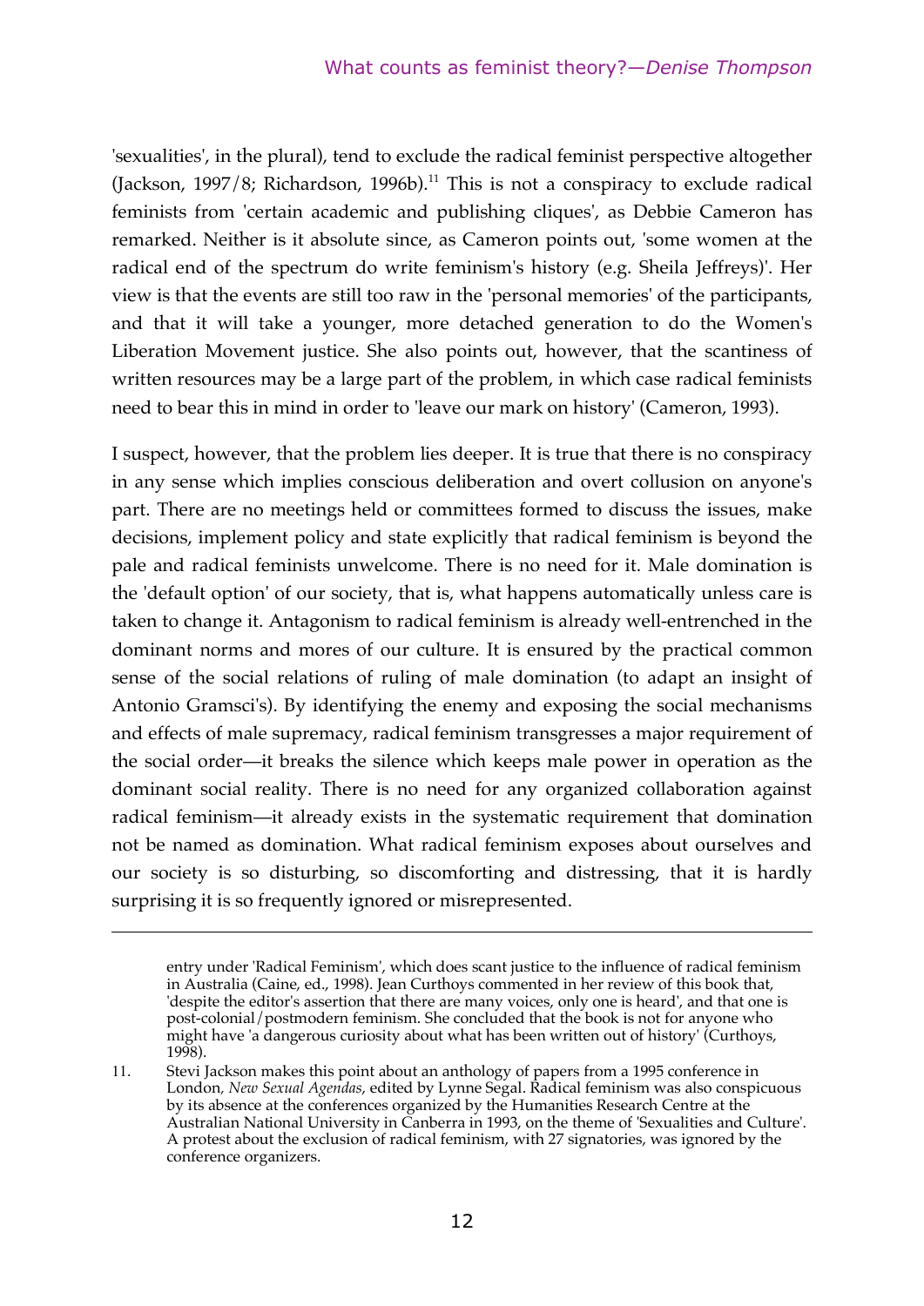'sexualities', in the plural), tend to exclude the radical feminist perspective altogether (Jackson, 1997/8; Richardson, 1996b).[11] This is not a conspiracy to exclude radical feminists from 'certain academic and publishing cliques', as Debbie Cameron has remarked. Neither is it absolute since, as Cameron points out, 'some women at the radical end of the spectrum do write feminism's history (e.g. Sheila Jeffreys)'. Her view is that the events are still too raw in the 'personal memories' of the participants, and that it will take a younger, more detached generation to do the Women's Liberation Movement justice. She also points out, however, that the scantiness of written resources may be a large part of the problem, in which case radical feminists need to bear this in mind in order to 'leave our mark on history' (Cameron, 1993).

I suspect, however, that the problem lies deeper. It is true that there is no conspiracy in any sense which implies conscious deliberation and overt collusion on anyone's part. There are no meetings held or committees formed to discuss the issues, make decisions, implement policy and state explicitly that radical feminism is beyond the pale and radical feminists unwelcome. There is no need for it. Male domination is the 'default option' of our society, that is, what happens automatically unless care is taken to change it. Antagonism to radical feminism is already well-entrenched in the dominant norms and mores of our culture. It is ensured by the practical common sense of the social relations of ruling of male domination (to adapt an insight of Antonio Gramsci's). By identifying the enemy and exposing the social mechanisms and effects of male supremacy, radical feminism transgresses a major requirement of the social order—it breaks the silence which keeps male power in operation as the dominant social reality. There is no need for any organized collaboration against radical feminism—it already exists in the systematic requirement that domination not be named as domination. What radical feminism exposes about ourselves and our society is so disturbing, so discomforting and distressing, that it is hardly surprising it is so frequently ignored or misrepresented.

---

entry under 'Radical Feminism', which does scant justice to the influence of radical feminism in Australia (Caine, ed., 1998). Jean Curthoys commented in her review of this book that, 'despite the editor's assertion that there are many voices, only one is heard', and that one is post-colonial/postmodern feminism. She concluded that the book is not for anyone who might have 'a dangerous curiosity about what has been written out of history' (Curthoys, 1998).

11. Stevi Jackson makes this point about an anthology of papers from a 1995 conference in London, *New Sexual Agendas*, edited by Lynne Segal. Radical feminism was also conspicuous by its absence at the conferences organized by the Humanities Research Centre at the Australian National University in Canberra in 1993, on the theme of 'Sexualities and Culture'. A protest about the exclusion of radical feminism, with 27 signatories, was ignored by the conference organizers.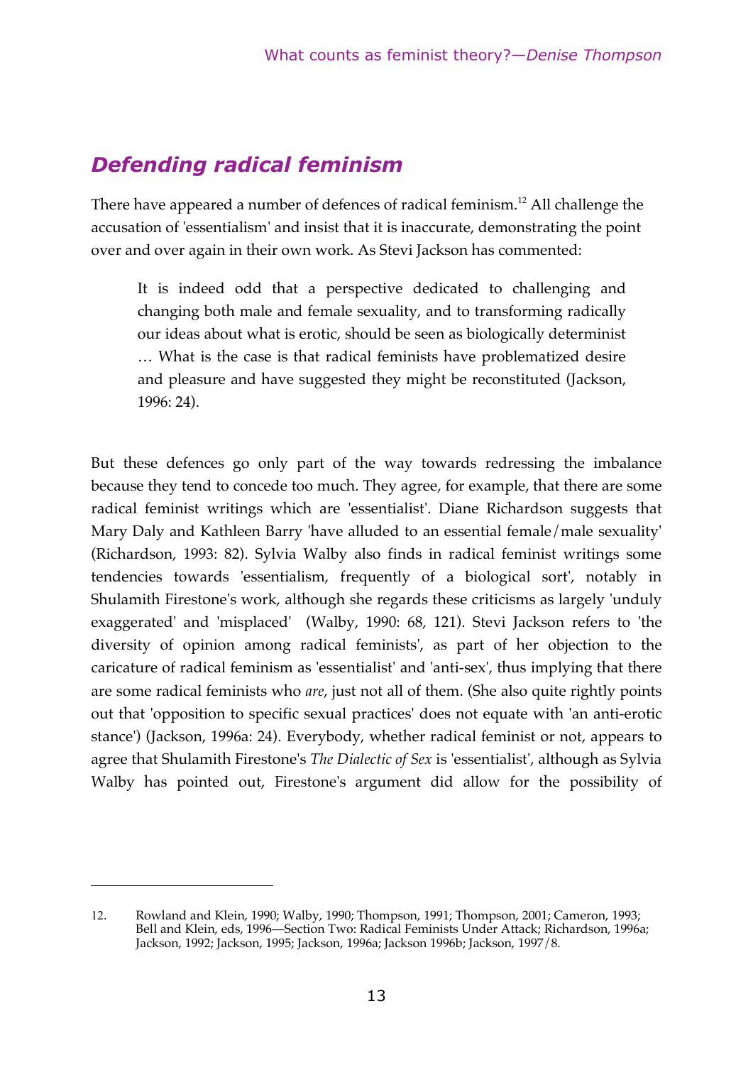## *Defending radical feminism*

There have appeared a number of defences of radical feminism.[12] All challenge the accusation of 'essentialism' and insist that it is inaccurate, demonstrating the point over and over again in their own work. As Stevi Jackson has commented:

> It is indeed odd that a perspective dedicated to challenging and changing both male and female sexuality, and to transforming radically our ideas about what is erotic, should be seen as biologically determinist … What is the case is that radical feminists have problematized desire and pleasure and have suggested they might be reconstituted (Jackson, 1996: 24).

But these defences go only part of the way towards redressing the imbalance because they tend to concede too much. They agree, for example, that there are some radical feminist writings which are 'essentialist'. Diane Richardson suggests that Mary Daly and Kathleen Barry 'have alluded to an essential female/male sexuality' (Richardson, 1993: 82). Sylvia Walby also finds in radical feminist writings some tendencies towards 'essentialism, frequently of a biological sort', notably in Shulamith Firestone's work, although she regards these criticisms as largely 'unduly exaggerated' and 'misplaced' (Walby, 1990: 68, 121). Stevi Jackson refers to 'the diversity of opinion among radical feminists', as part of her objection to the caricature of radical feminism as 'essentialist' and 'anti-sex', thus implying that there are some radical feminists who *are*, just not all of them. (She also quite rightly points out that 'opposition to specific sexual practices' does not equate with 'an anti-erotic stance') (Jackson, 1996a: 24). Everybody, whether radical feminist or not, appears to agree that Shulamith Firestone's *The Dialectic of Sex* is 'essentialist', although as Sylvia Walby has pointed out, Firestone's argument did allow for the possibility of

---

12. Rowland and Klein, 1990; Walby, 1990; Thompson, 1991; Thompson, 2001; Cameron, 1993; Bell and Klein, eds, 1996—Section Two: Radical Feminists Under Attack; Richardson, 1996a; Jackson, 1992; Jackson, 1995; Jackson, 1996a; Jackson 1996b; Jackson, 1997/8.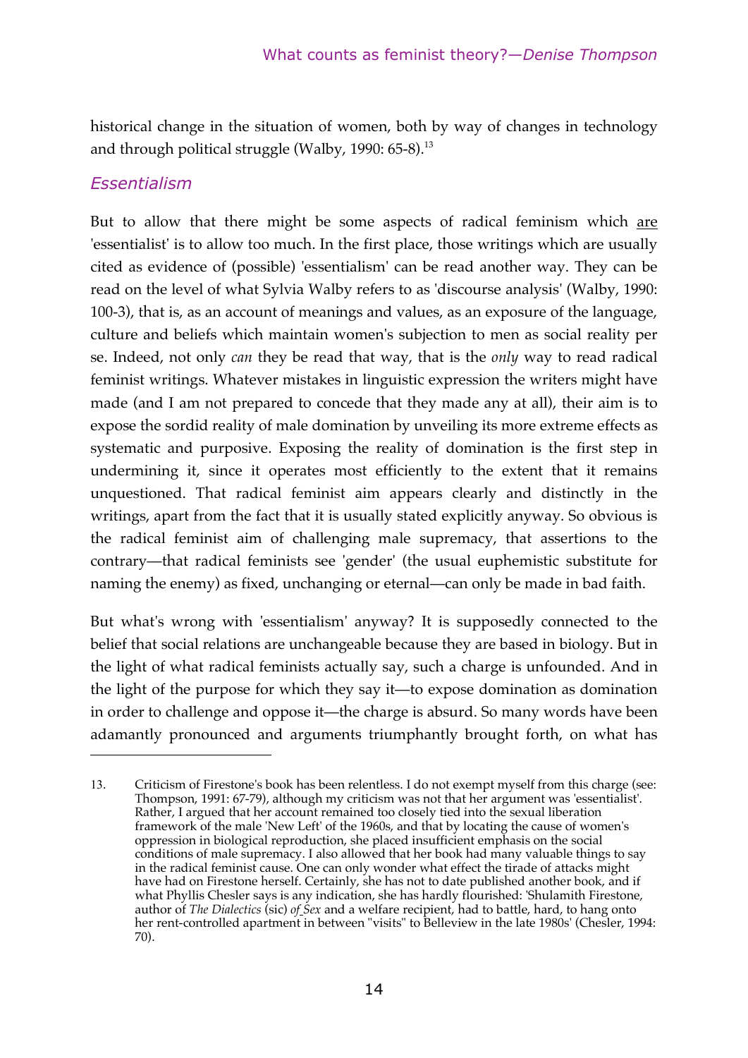historical change in the situation of women, both by way of changes in technology and through political struggle (Walby, 1990: 65-8).[13]

### *Essentialism*

But to allow that there might be some aspects of radical feminism which <u>are</u> 'essentialist' is to allow too much. In the first place, those writings which are usually cited as evidence of (possible) 'essentialism' can be read another way. They can be read on the level of what Sylvia Walby refers to as 'discourse analysis' (Walby, 1990: 100-3), that is, as an account of meanings and values, as an exposure of the language, culture and beliefs which maintain women's subjection to men as social reality per se. Indeed, not only *can* they be read that way, that is the *only* way to read radical feminist writings. Whatever mistakes in linguistic expression the writers might have made (and I am not prepared to concede that they made any at all), their aim is to expose the sordid reality of male domination by unveiling its more extreme effects as systematic and purposive. Exposing the reality of domination is the first step in undermining it, since it operates most efficiently to the extent that it remains unquestioned. That radical feminist aim appears clearly and distinctly in the writings, apart from the fact that it is usually stated explicitly anyway. So obvious is the radical feminist aim of challenging male supremacy, that assertions to the contrary—that radical feminists see 'gender' (the usual euphemistic substitute for naming the enemy) as fixed, unchanging or eternal—can only be made in bad faith.

But what's wrong with 'essentialism' anyway? It is supposedly connected to the belief that social relations are unchangeable because they are based in biology. But in the light of what radical feminists actually say, such a charge is unfounded. And in the light of the purpose for which they say it—to expose domination as domination in order to challenge and oppose it—the charge is absurd. So many words have been adamantly pronounced and arguments triumphantly brought forth, on what has

---

13. Criticism of Firestone's book has been relentless. I do not exempt myself from this charge (see: Thompson, 1991: 67-79), although my criticism was not that her argument was 'essentialist'. Rather, I argued that her account remained too closely tied into the sexual liberation framework of the male 'New Left' of the 1960s, and that by locating the cause of women's oppression in biological reproduction, she placed insufficient emphasis on the social conditions of male supremacy. I also allowed that her book had many valuable things to say in the radical feminist cause. One can only wonder what effect the tirade of attacks might have had on Firestone herself. Certainly, she has not to date published another book, and if what Phyllis Chesler says is any indication, she has hardly flourished: 'Shulamith Firestone, author of *The Dialectics* (sic) *of Sex* and a welfare recipient, had to battle, hard, to hang onto her rent-controlled apartment in between "visits" to Belleview in the late 1980s' (Chesler, 1994: 70).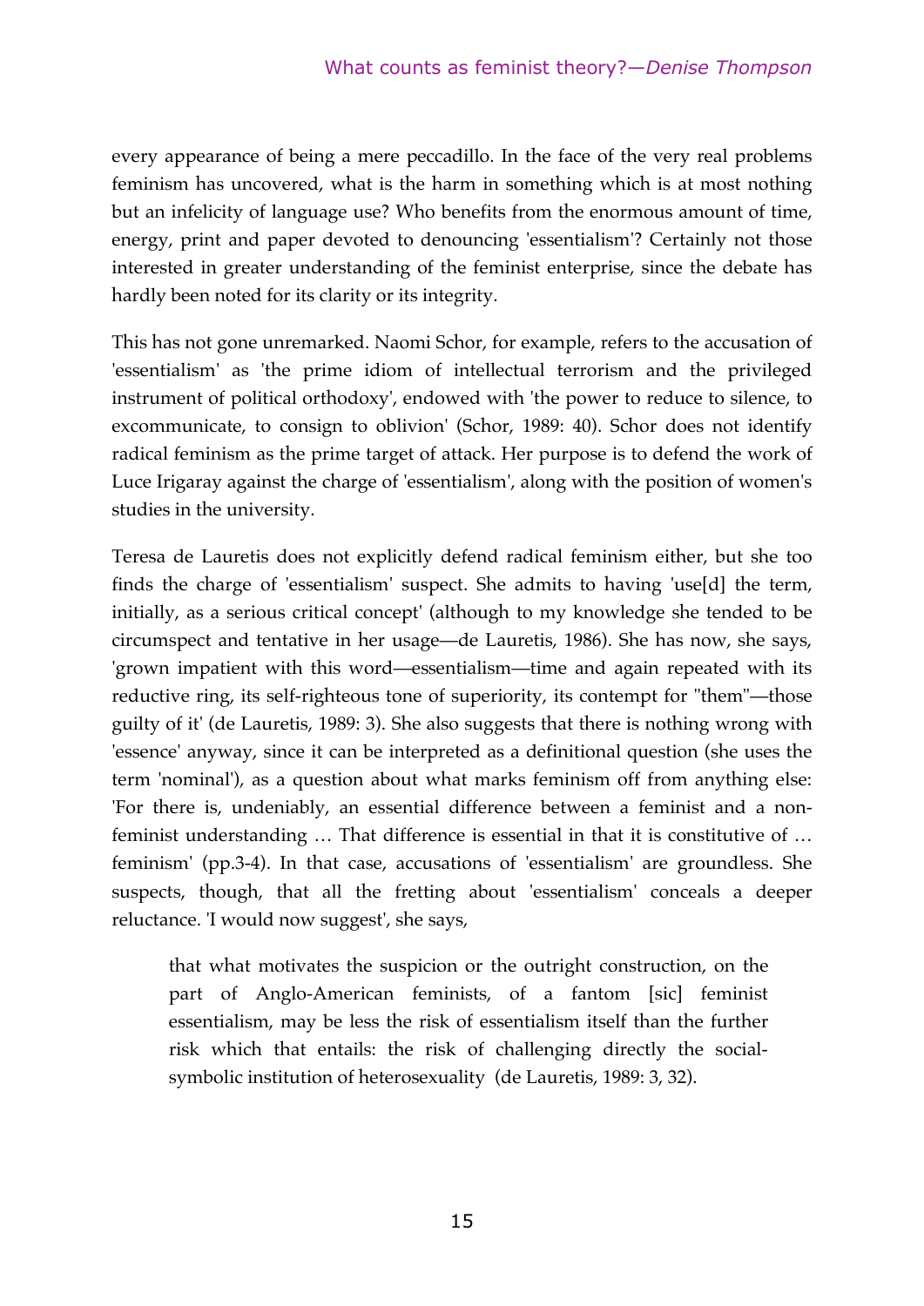every appearance of being a mere peccadillo. In the face of the very real problems feminism has uncovered, what is the harm in something which is at most nothing but an infelicity of language use? Who benefits from the enormous amount of time, energy, print and paper devoted to denouncing 'essentialism'? Certainly not those interested in greater understanding of the feminist enterprise, since the debate has hardly been noted for its clarity or its integrity.

This has not gone unremarked. Naomi Schor, for example, refers to the accusation of 'essentialism' as 'the prime idiom of intellectual terrorism and the privileged instrument of political orthodoxy', endowed with 'the power to reduce to silence, to excommunicate, to consign to oblivion' (Schor, 1989: 40). Schor does not identify radical feminism as the prime target of attack. Her purpose is to defend the work of Luce Irigaray against the charge of 'essentialism', along with the position of women's studies in the university.

Teresa de Lauretis does not explicitly defend radical feminism either, but she too finds the charge of 'essentialism' suspect. She admits to having 'use[d] the term, initially, as a serious critical concept' (although to my knowledge she tended to be circumspect and tentative in her usage—de Lauretis, 1986). She has now, she says, 'grown impatient with this word—essentialism—time and again repeated with its reductive ring, its self-righteous tone of superiority, its contempt for "them"—those guilty of it' (de Lauretis, 1989: 3). She also suggests that there is nothing wrong with 'essence' anyway, since it can be interpreted as a definitional question (she uses the term 'nominal'), as a question about what marks feminism off from anything else: 'For there is, undeniably, an essential difference between a feminist and a non-feminist understanding … That difference is essential in that it is constitutive of … feminism' (pp.3-4). In that case, accusations of 'essentialism' are groundless. She suspects, though, that all the fretting about 'essentialism' conceals a deeper reluctance. 'I would now suggest', she says,

> that what motivates the suspicion or the outright construction, on the part of Anglo-American feminists, of a fantom [sic] feminist essentialism, may be less the risk of essentialism itself than the further risk which that entails: the risk of challenging directly the social-symbolic institution of heterosexuality (de Lauretis, 1989: 3, 32).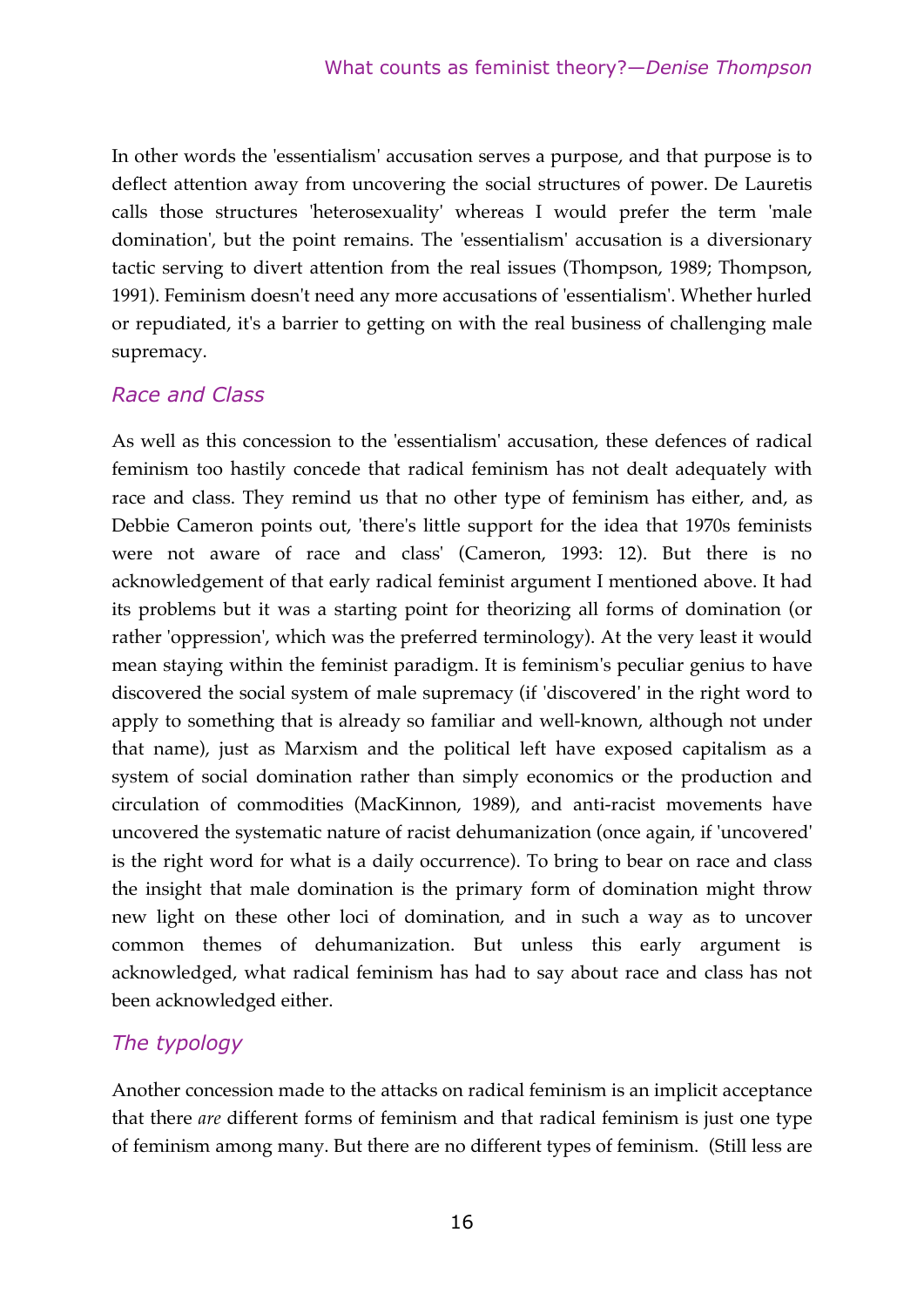In other words the 'essentialism' accusation serves a purpose, and that purpose is to deflect attention away from uncovering the social structures of power. De Lauretis calls those structures 'heterosexuality' whereas I would prefer the term 'male domination', but the point remains. The 'essentialism' accusation is a diversionary tactic serving to divert attention from the real issues (Thompson, 1989; Thompson, 1991). Feminism doesn't need any more accusations of 'essentialism'. Whether hurled or repudiated, it's a barrier to getting on with the real business of challenging male supremacy.

## *Race and Class*

As well as this concession to the 'essentialism' accusation, these defences of radical feminism too hastily concede that radical feminism has not dealt adequately with race and class. They remind us that no other type of feminism has either, and, as Debbie Cameron points out, 'there's little support for the idea that 1970s feminists were not aware of race and class' (Cameron, 1993: 12). But there is no acknowledgement of that early radical feminist argument I mentioned above. It had its problems but it was a starting point for theorizing all forms of domination (or rather 'oppression', which was the preferred terminology). At the very least it would mean staying within the feminist paradigm. It is feminism's peculiar genius to have discovered the social system of male supremacy (if 'discovered' in the right word to apply to something that is already so familiar and well-known, although not under that name), just as Marxism and the political left have exposed capitalism as a system of social domination rather than simply economics or the production and circulation of commodities (MacKinnon, 1989), and anti-racist movements have uncovered the systematic nature of racist dehumanization (once again, if 'uncovered' is the right word for what is a daily occurrence). To bring to bear on race and class the insight that male domination is the primary form of domination might throw new light on these other loci of domination, and in such a way as to uncover common themes of dehumanization. But unless this early argument is acknowledged, what radical feminism has had to say about race and class has not been acknowledged either.

## *The typology*

Another concession made to the attacks on radical feminism is an implicit acceptance that there *are* different forms of feminism and that radical feminism is just one type of feminism among many. But there are no different types of feminism. (Still less are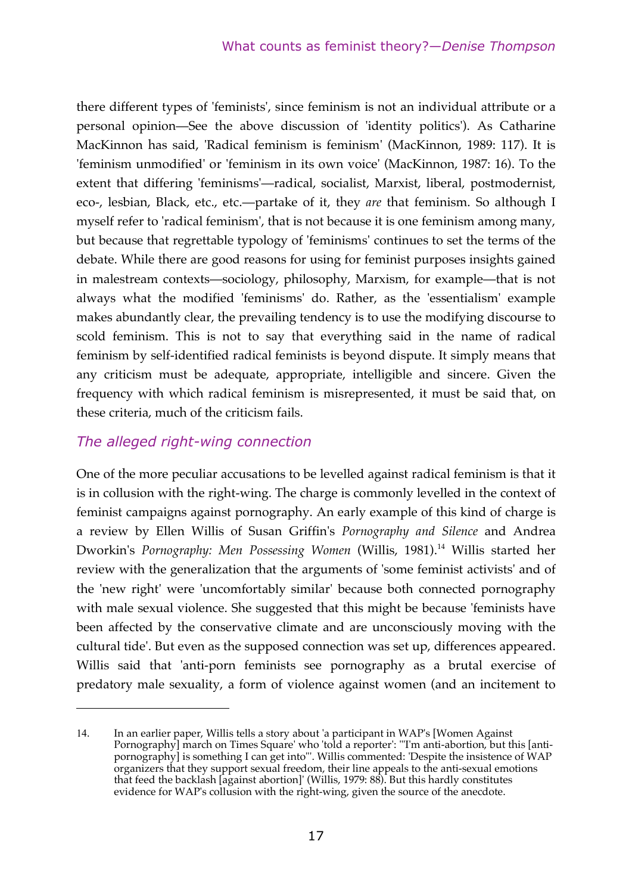there different types of 'feminists', since feminism is not an individual attribute or a personal opinion—See the above discussion of 'identity politics'). As Catharine MacKinnon has said, 'Radical feminism is feminism' (MacKinnon, 1989: 117). It is 'feminism unmodified' or 'feminism in its own voice' (MacKinnon, 1987: 16). To the extent that differing 'feminisms'—radical, socialist, Marxist, liberal, postmodernist, eco-, lesbian, Black, etc., etc.—partake of it, they *are* that feminism. So although I myself refer to 'radical feminism', that is not because it is one feminism among many, but because that regrettable typology of 'feminisms' continues to set the terms of the debate. While there are good reasons for using for feminist purposes insights gained in malestream contexts—sociology, philosophy, Marxism, for example—that is not always what the modified 'feminisms' do. Rather, as the 'essentialism' example makes abundantly clear, the prevailing tendency is to use the modifying discourse to scold feminism. This is not to say that everything said in the name of radical feminism by self-identified radical feminists is beyond dispute. It simply means that any criticism must be adequate, appropriate, intelligible and sincere. Given the frequency with which radical feminism is misrepresented, it must be said that, on these criteria, much of the criticism fails.

### *The alleged right-wing connection*

One of the more peculiar accusations to be levelled against radical feminism is that it is in collusion with the right-wing. The charge is commonly levelled in the context of feminist campaigns against pornography. An early example of this kind of charge is a review by Ellen Willis of Susan Griffin's *Pornography and Silence* and Andrea Dworkin's *Pornography: Men Possessing Women* (Willis, 1981).[14] Willis started her review with the generalization that the arguments of 'some feminist activists' and of the 'new right' were 'uncomfortably similar' because both connected pornography with male sexual violence. She suggested that this might be because 'feminists have been affected by the conservative climate and are unconsciously moving with the cultural tide'. But even as the supposed connection was set up, differences appeared. Willis said that 'anti-porn feminists see pornography as a brutal exercise of predatory male sexuality, a form of violence against women (and an incitement to

---

14. In an earlier paper, Willis tells a story about 'a participant in WAP's [Women Against Pornography] march on Times Square' who 'told a reporter': '"I'm anti-abortion, but this [anti-pornography] is something I can get into"'. Willis commented: 'Despite the insistence of WAP organizers that they support sexual freedom, their line appeals to the anti-sexual emotions that feed the backlash [against abortion]' (Willis, 1979: 88). But this hardly constitutes evidence for WAP's collusion with the right-wing, given the source of the anecdote.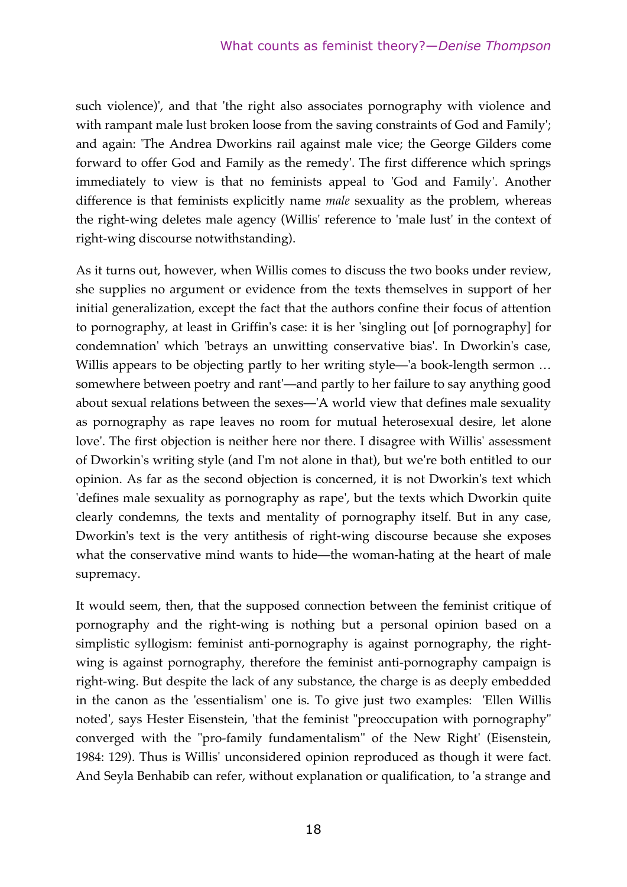such violence)', and that 'the right also associates pornography with violence and with rampant male lust broken loose from the saving constraints of God and Family'; and again: 'The Andrea Dworkins rail against male vice; the George Gilders come forward to offer God and Family as the remedy'. The first difference which springs immediately to view is that no feminists appeal to 'God and Family'. Another difference is that feminists explicitly name *male* sexuality as the problem, whereas the right-wing deletes male agency (Willis' reference to 'male lust' in the context of right-wing discourse notwithstanding).

As it turns out, however, when Willis comes to discuss the two books under review, she supplies no argument or evidence from the texts themselves in support of her initial generalization, except the fact that the authors confine their focus of attention to pornography, at least in Griffin's case: it is her 'singling out [of pornography] for condemnation' which 'betrays an unwitting conservative bias'. In Dworkin's case, Willis appears to be objecting partly to her writing style—'a book-length sermon … somewhere between poetry and rant'—and partly to her failure to say anything good about sexual relations between the sexes—'A world view that defines male sexuality as pornography as rape leaves no room for mutual heterosexual desire, let alone love'. The first objection is neither here nor there. I disagree with Willis' assessment of Dworkin's writing style (and I'm not alone in that), but we're both entitled to our opinion. As far as the second objection is concerned, it is not Dworkin's text which 'defines male sexuality as pornography as rape', but the texts which Dworkin quite clearly condemns, the texts and mentality of pornography itself. But in any case, Dworkin's text is the very antithesis of right-wing discourse because she exposes what the conservative mind wants to hide—the woman-hating at the heart of male supremacy.

It would seem, then, that the supposed connection between the feminist critique of pornography and the right-wing is nothing but a personal opinion based on a simplistic syllogism: feminist anti-pornography is against pornography, the right-wing is against pornography, therefore the feminist anti-pornography campaign is right-wing. But despite the lack of any substance, the charge is as deeply embedded in the canon as the 'essentialism' one is. To give just two examples: 'Ellen Willis noted', says Hester Eisenstein, 'that the feminist "preoccupation with pornography" converged with the "pro-family fundamentalism" of the New Right' (Eisenstein, 1984: 129). Thus is Willis' unconsidered opinion reproduced as though it were fact. And Seyla Benhabib can refer, without explanation or qualification, to 'a strange and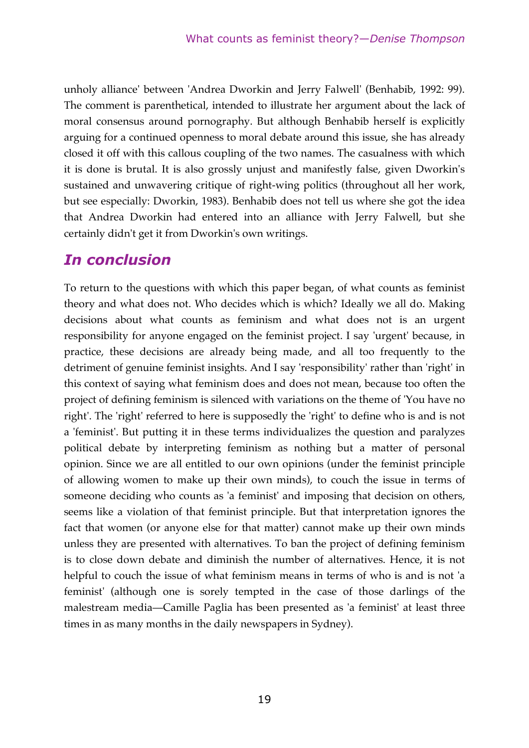unholy alliance' between 'Andrea Dworkin and Jerry Falwell' (Benhabib, 1992: 99). The comment is parenthetical, intended to illustrate her argument about the lack of moral consensus around pornography. But although Benhabib herself is explicitly arguing for a continued openness to moral debate around this issue, she has already closed it off with this callous coupling of the two names. The casualness with which it is done is brutal. It is also grossly unjust and manifestly false, given Dworkin's sustained and unwavering critique of right-wing politics (throughout all her work, but see especially: Dworkin, 1983). Benhabib does not tell us where she got the idea that Andrea Dworkin had entered into an alliance with Jerry Falwell, but she certainly didn't get it from Dworkin's own writings.

## *In conclusion*

To return to the questions with which this paper began, of what counts as feminist theory and what does not. Who decides which is which? Ideally we all do. Making decisions about what counts as feminism and what does not is an urgent responsibility for anyone engaged on the feminist project. I say 'urgent' because, in practice, these decisions are already being made, and all too frequently to the detriment of genuine feminist insights. And I say 'responsibility' rather than 'right' in this context of saying what feminism does and does not mean, because too often the project of defining feminism is silenced with variations on the theme of 'You have no right'. The 'right' referred to here is supposedly the 'right' to define who is and is not a 'feminist'. But putting it in these terms individualizes the question and paralyzes political debate by interpreting feminism as nothing but a matter of personal opinion. Since we are all entitled to our own opinions (under the feminist principle of allowing women to make up their own minds), to couch the issue in terms of someone deciding who counts as 'a feminist' and imposing that decision on others, seems like a violation of that feminist principle. But that interpretation ignores the fact that women (or anyone else for that matter) cannot make up their own minds unless they are presented with alternatives. To ban the project of defining feminism is to close down debate and diminish the number of alternatives. Hence, it is not helpful to couch the issue of what feminism means in terms of who is and is not 'a feminist' (although one is sorely tempted in the case of those darlings of the malestream media—Camille Paglia has been presented as 'a feminist' at least three times in as many months in the daily newspapers in Sydney).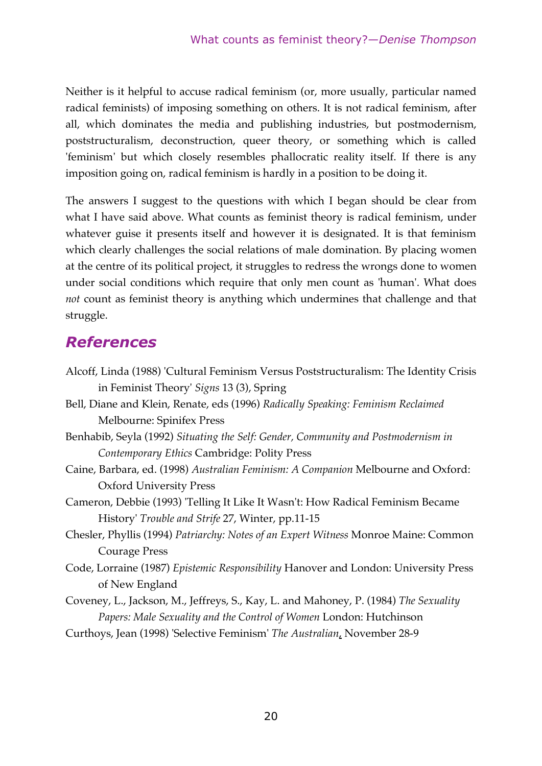Neither is it helpful to accuse radical feminism (or, more usually, particular named radical feminists) of imposing something on others. It is not radical feminism, after all, which dominates the media and publishing industries, but postmodernism, poststructuralism, deconstruction, queer theory, or something which is called 'feminism' but which closely resembles phallocratic reality itself. If there is any imposition going on, radical feminism is hardly in a position to be doing it.

The answers I suggest to the questions with which I began should be clear from what I have said above. What counts as feminist theory is radical feminism, under whatever guise it presents itself and however it is designated. It is that feminism which clearly challenges the social relations of male domination. By placing women at the centre of its political project, it struggles to redress the wrongs done to women under social conditions which require that only men count as 'human'. What does *not* count as feminist theory is anything which undermines that challenge and that struggle.

## References

Alcoff, Linda (1988) 'Cultural Feminism Versus Poststructuralism: The Identity Crisis in Feminist Theory' *Signs* 13 (3), Spring

Bell, Diane and Klein, Renate, eds (1996) *Radically Speaking: Feminism Reclaimed* Melbourne: Spinifex Press

Benhabib, Seyla (1992) *Situating the Self: Gender, Community and Postmodernism in Contemporary Ethics* Cambridge: Polity Press

Caine, Barbara, ed. (1998) *Australian Feminism: A Companion* Melbourne and Oxford: Oxford University Press

Cameron, Debbie (1993) 'Telling It Like It Wasn't: How Radical Feminism Became History' *Trouble and Strife* 27, Winter, pp.11-15

Chesler, Phyllis (1994) *Patriarchy: Notes of an Expert Witness* Monroe Maine: Common Courage Press

Code, Lorraine (1987) *Epistemic Responsibility* Hanover and London: University Press of New England

Coveney, L., Jackson, M., Jeffreys, S., Kay, L. and Mahoney, P. (1984) *The Sexuality Papers: Male Sexuality and the Control of Women* London: Hutchinson

Curthoys, Jean (1998) 'Selective Feminism' *The Australian*, November 28-9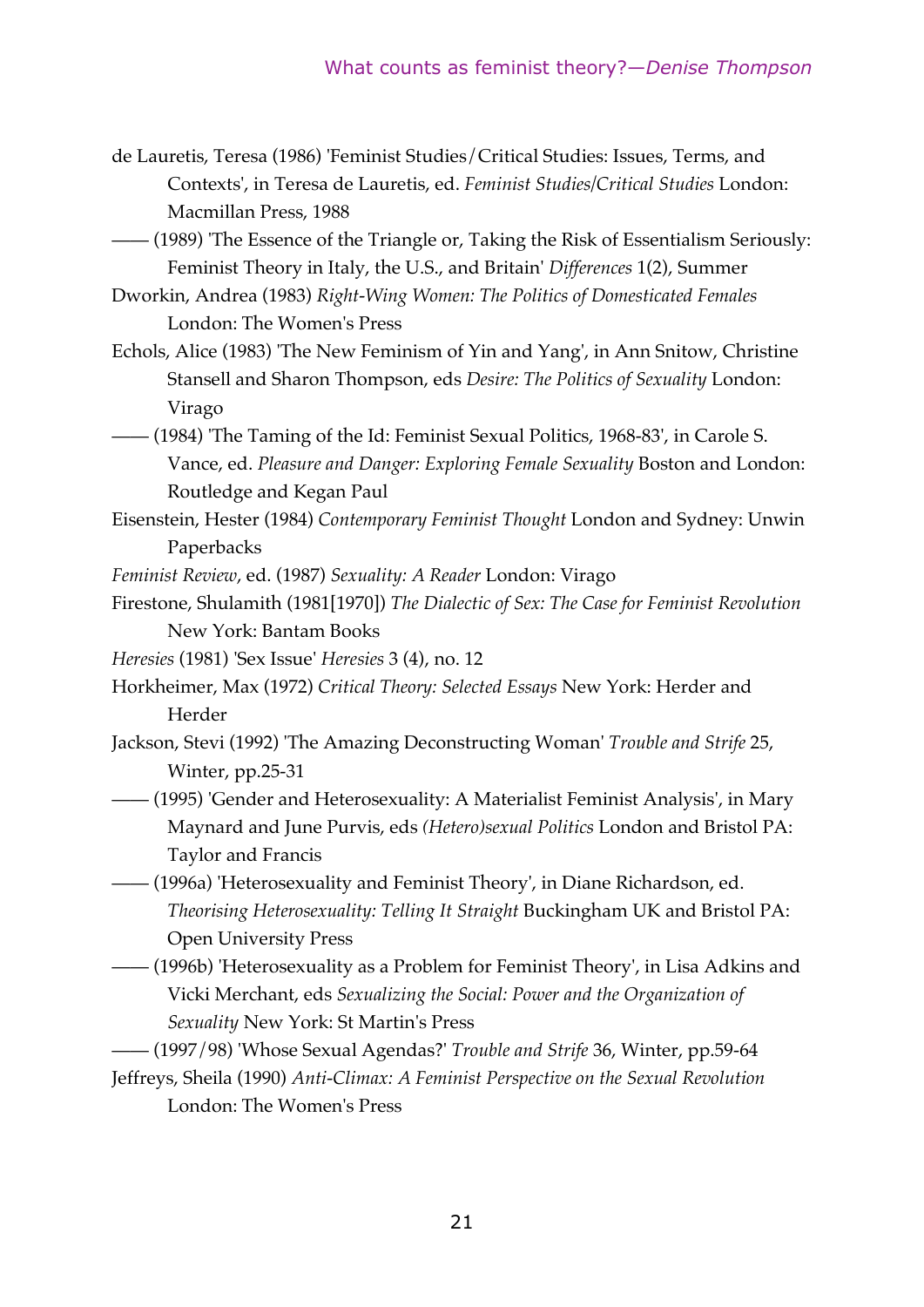de Lauretis, Teresa (1986) 'Feminist Studies/Critical Studies: Issues, Terms, and Contexts', in Teresa de Lauretis, ed. *Feminist Studies/Critical Studies* London: Macmillan Press, 1988

—— (1989) 'The Essence of the Triangle or, Taking the Risk of Essentialism Seriously: Feminist Theory in Italy, the U.S., and Britain' *Differences* 1(2), Summer

Dworkin, Andrea (1983) *Right-Wing Women: The Politics of Domesticated Females* London: The Women's Press

Echols, Alice (1983) 'The New Feminism of Yin and Yang', in Ann Snitow, Christine Stansell and Sharon Thompson, eds *Desire: The Politics of Sexuality* London: Virago

—— (1984) 'The Taming of the Id: Feminist Sexual Politics, 1968-83', in Carole S. Vance, ed. *Pleasure and Danger: Exploring Female Sexuality* Boston and London: Routledge and Kegan Paul

Eisenstein, Hester (1984) *Contemporary Feminist Thought* London and Sydney: Unwin Paperbacks

*Feminist Review*, ed. (1987) *Sexuality: A Reader* London: Virago

Firestone, Shulamith (1981[1970]) *The Dialectic of Sex: The Case for Feminist Revolution* New York: Bantam Books

*Heresies* (1981) 'Sex Issue' *Heresies* 3 (4), no. 12

Horkheimer, Max (1972) *Critical Theory: Selected Essays* New York: Herder and Herder

Jackson, Stevi (1992) 'The Amazing Deconstructing Woman' *Trouble and Strife* 25, Winter, pp.25-31

—— (1995) 'Gender and Heterosexuality: A Materialist Feminist Analysis', in Mary Maynard and June Purvis, eds *(Hetero)sexual Politics* London and Bristol PA: Taylor and Francis

—— (1996a) 'Heterosexuality and Feminist Theory', in Diane Richardson, ed. *Theorising Heterosexuality: Telling It Straight* Buckingham UK and Bristol PA: Open University Press

—— (1996b) 'Heterosexuality as a Problem for Feminist Theory', in Lisa Adkins and Vicki Merchant, eds *Sexualizing the Social: Power and the Organization of Sexuality* New York: St Martin's Press

—— (1997/98) 'Whose Sexual Agendas?' *Trouble and Strife* 36, Winter, pp.59-64

Jeffreys, Sheila (1990) *Anti-Climax: A Feminist Perspective on the Sexual Revolution* London: The Women's Press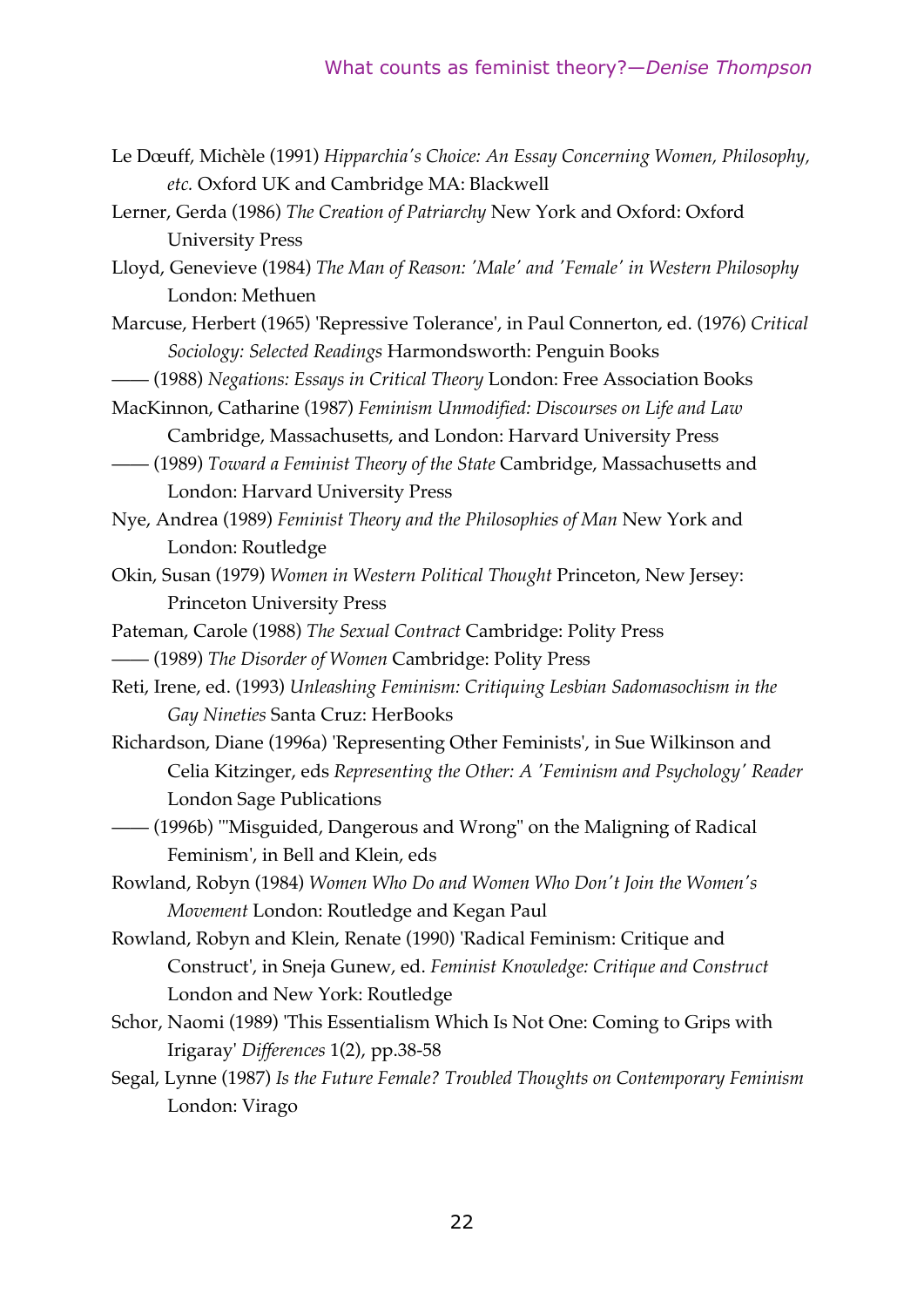Le Dœuff, Michèle (1991) *Hipparchia's Choice: An Essay Concerning Women, Philosophy, etc.* Oxford UK and Cambridge MA: Blackwell

Lerner, Gerda (1986) *The Creation of Patriarchy* New York and Oxford: Oxford University Press

Lloyd, Genevieve (1984) *The Man of Reason: 'Male' and 'Female' in Western Philosophy* London: Methuen

Marcuse, Herbert (1965) 'Repressive Tolerance', in Paul Connerton, ed. (1976) *Critical Sociology: Selected Readings* Harmondsworth: Penguin Books

—— (1988) *Negations: Essays in Critical Theory* London: Free Association Books

MacKinnon, Catharine (1987) *Feminism Unmodified: Discourses on Life and Law* Cambridge, Massachusetts, and London: Harvard University Press

—— (1989) *Toward a Feminist Theory of the State* Cambridge, Massachusetts and London: Harvard University Press

Nye, Andrea (1989) *Feminist Theory and the Philosophies of Man* New York and London: Routledge

Okin, Susan (1979) *Women in Western Political Thought* Princeton, New Jersey: Princeton University Press

Pateman, Carole (1988) *The Sexual Contract* Cambridge: Polity Press

—— (1989) *The Disorder of Women* Cambridge: Polity Press

Reti, Irene, ed. (1993) *Unleashing Feminism: Critiquing Lesbian Sadomasochism in the Gay Nineties* Santa Cruz: HerBooks

Richardson, Diane (1996a) 'Representing Other Feminists', in Sue Wilkinson and Celia Kitzinger, eds *Representing the Other: A 'Feminism and Psychology' Reader* London Sage Publications

—— (1996b) '"Misguided, Dangerous and Wrong" on the Maligning of Radical Feminism', in Bell and Klein, eds

Rowland, Robyn (1984) *Women Who Do and Women Who Don't Join the Women's Movement* London: Routledge and Kegan Paul

Rowland, Robyn and Klein, Renate (1990) 'Radical Feminism: Critique and Construct', in Sneja Gunew, ed. *Feminist Knowledge: Critique and Construct* London and New York: Routledge

Schor, Naomi (1989) 'This Essentialism Which Is Not One: Coming to Grips with Irigaray' *Differences* 1(2), pp.38-58

Segal, Lynne (1987) *Is the Future Female? Troubled Thoughts on Contemporary Feminism* London: Virago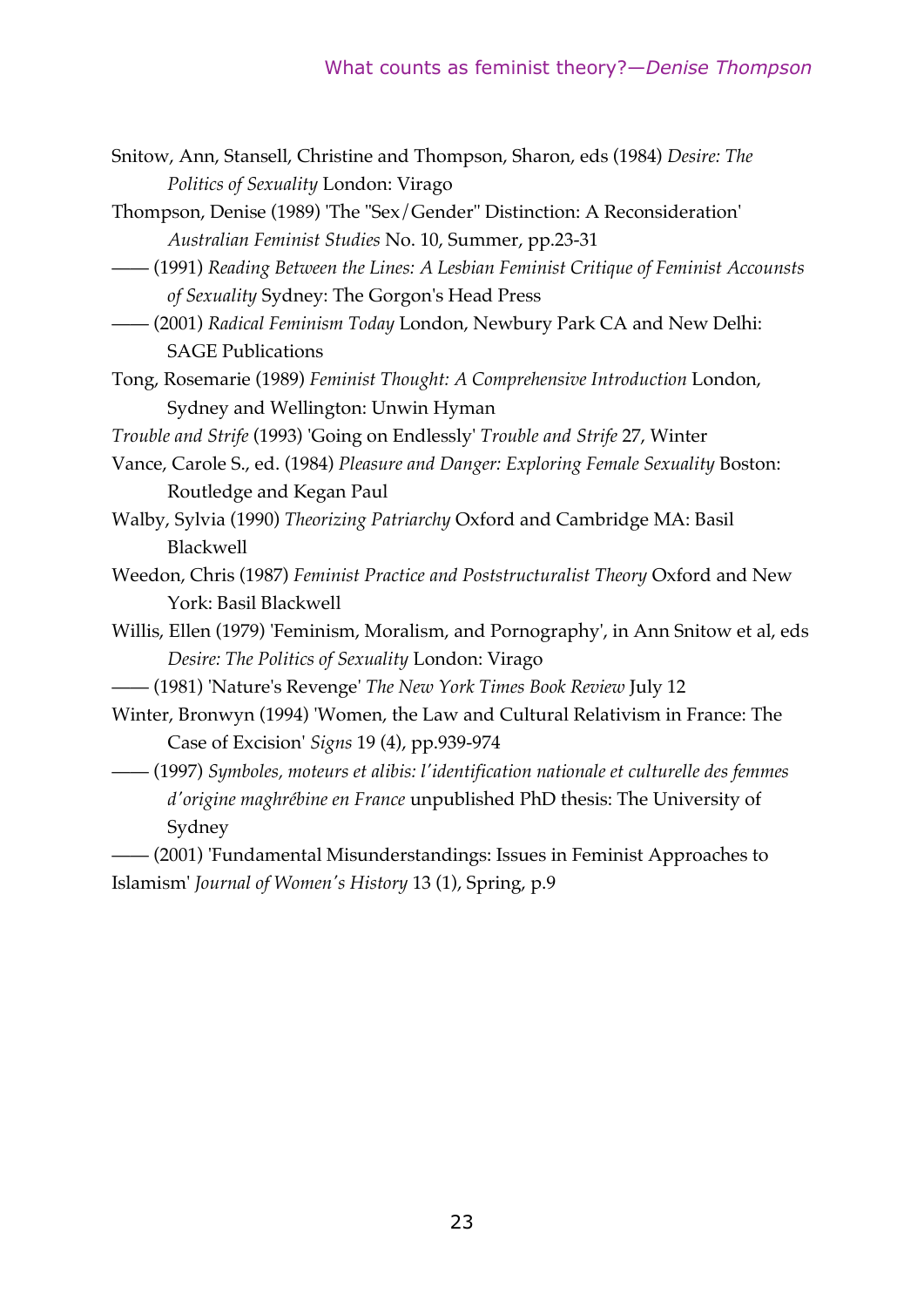Snitow, Ann, Stansell, Christine and Thompson, Sharon, eds (1984) *Desire: The Politics of Sexuality* London: Virago

Thompson, Denise (1989) 'The "Sex/Gender" Distinction: A Reconsideration' *Australian Feminist Studies* No. 10, Summer, pp.23-31

—— (1991) *Reading Between the Lines: A Lesbian Feminist Critique of Feminist Accounsts of Sexuality* Sydney: The Gorgon's Head Press

—— (2001) *Radical Feminism Today* London, Newbury Park CA and New Delhi: SAGE Publications

Tong, Rosemarie (1989) *Feminist Thought: A Comprehensive Introduction* London, Sydney and Wellington: Unwin Hyman

*Trouble and Strife* (1993) 'Going on Endlessly' *Trouble and Strife* 27, Winter

Vance, Carole S., ed. (1984) *Pleasure and Danger: Exploring Female Sexuality* Boston: Routledge and Kegan Paul

Walby, Sylvia (1990) *Theorizing Patriarchy* Oxford and Cambridge MA: Basil Blackwell

Weedon, Chris (1987) *Feminist Practice and Poststructuralist Theory* Oxford and New York: Basil Blackwell

Willis, Ellen (1979) 'Feminism, Moralism, and Pornography', in Ann Snitow et al, eds *Desire: The Politics of Sexuality* London: Virago

—— (1981) 'Nature's Revenge' *The New York Times Book Review* July 12

Winter, Bronwyn (1994) 'Women, the Law and Cultural Relativism in France: The Case of Excision' *Signs* 19 (4), pp.939-974

—— (1997) *Symboles, moteurs et alibis: l'identification nationale et culturelle des femmes d'origine maghrébine en France* unpublished PhD thesis: The University of Sydney

—— (2001) 'Fundamental Misunderstandings: Issues in Feminist Approaches to Islamism' *Journal of Women's History* 13 (1), Spring, p.9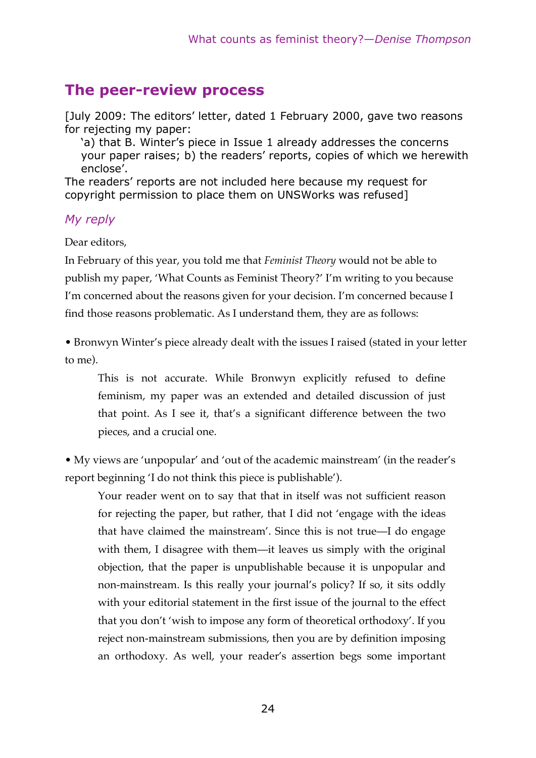## The peer-review process

[July 2009: The editors' letter, dated 1 February 2000, gave two reasons for rejecting my paper:

> 'a) that B. Winter's piece in Issue 1 already addresses the concerns your paper raises; b) the readers' reports, copies of which we herewith enclose'.

The readers' reports are not included here because my request for copyright permission to place them on UNSWorks was refused]

### *My reply*

Dear editors,

In February of this year, you told me that *Feminist Theory* would not be able to publish my paper, 'What Counts as Feminist Theory?' I'm writing to you because I'm concerned about the reasons given for your decision. I'm concerned because I find those reasons problematic. As I understand them, they are as follows:

• Bronwyn Winter's piece already dealt with the issues I raised (stated in your letter to me).

> This is not accurate. While Bronwyn explicitly refused to define feminism, my paper was an extended and detailed discussion of just that point. As I see it, that's a significant difference between the two pieces, and a crucial one.

• My views are 'unpopular' and 'out of the academic mainstream' (in the reader's report beginning 'I do not think this piece is publishable').

> Your reader went on to say that that in itself was not sufficient reason for rejecting the paper, but rather, that I did not 'engage with the ideas that have claimed the mainstream'. Since this is not true—I do engage with them, I disagree with them—it leaves us simply with the original objection, that the paper is unpublishable because it is unpopular and non-mainstream. Is this really your journal's policy? If so, it sits oddly with your editorial statement in the first issue of the journal to the effect that you don't 'wish to impose any form of theoretical orthodoxy'. If you reject non-mainstream submissions, then you are by definition imposing an orthodoxy. As well, your reader's assertion begs some important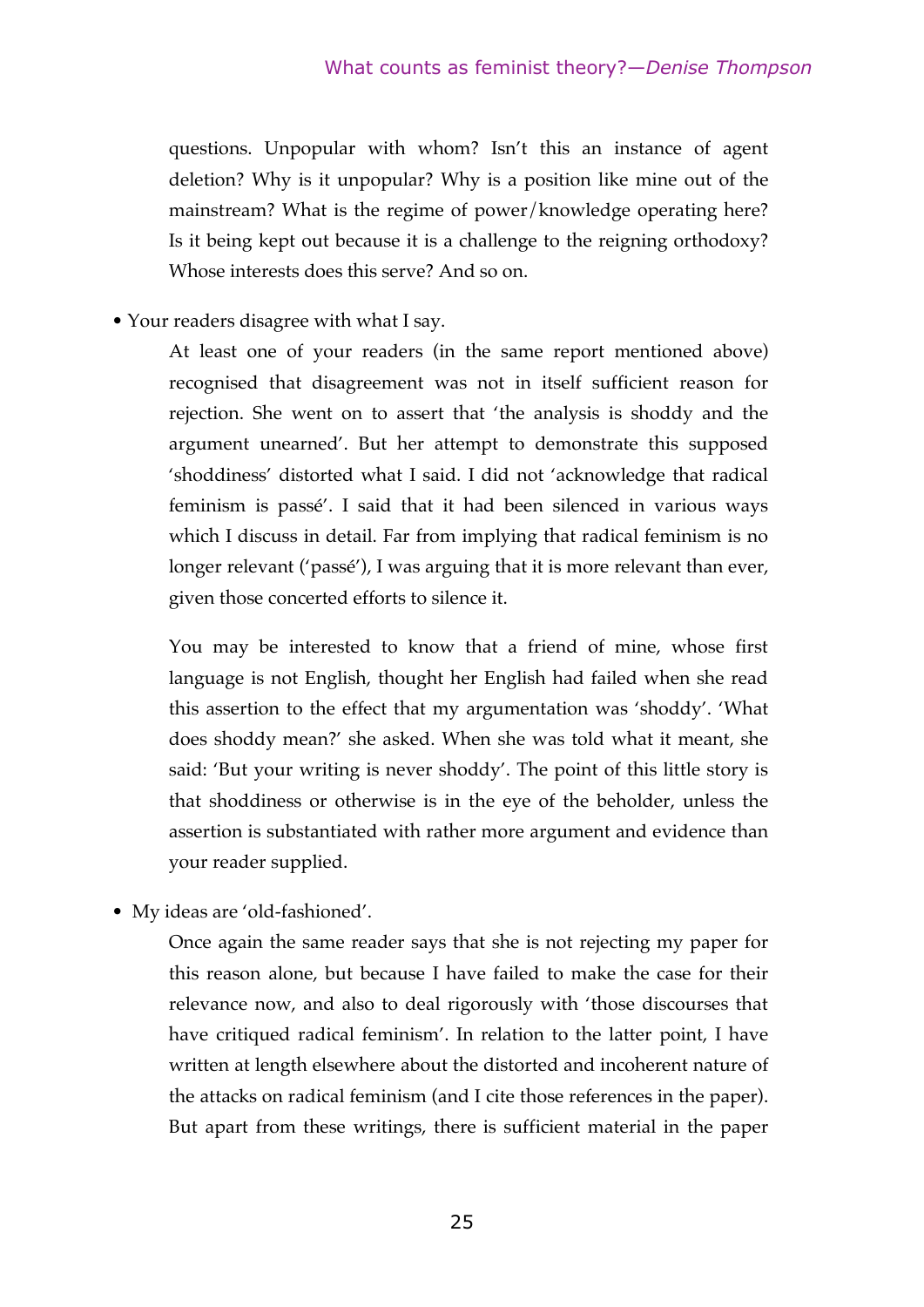questions. Unpopular with whom? Isn't this an instance of agent deletion? Why is it unpopular? Why is a position like mine out of the mainstream? What is the regime of power/knowledge operating here? Is it being kept out because it is a challenge to the reigning orthodoxy? Whose interests does this serve? And so on.

- Your readers disagree with what I say.

  At least one of your readers (in the same report mentioned above) recognised that disagreement was not in itself sufficient reason for rejection. She went on to assert that 'the analysis is shoddy and the argument unearned'. But her attempt to demonstrate this supposed 'shoddiness' distorted what I said. I did not 'acknowledge that radical feminism is passé'. I said that it had been silenced in various ways which I discuss in detail. Far from implying that radical feminism is no longer relevant ('passé'), I was arguing that it is more relevant than ever, given those concerted efforts to silence it.

  You may be interested to know that a friend of mine, whose first language is not English, thought her English had failed when she read this assertion to the effect that my argumentation was 'shoddy'. 'What does shoddy mean?' she asked. When she was told what it meant, she said: 'But your writing is never shoddy'. The point of this little story is that shoddiness or otherwise is in the eye of the beholder, unless the assertion is substantiated with rather more argument and evidence than your reader supplied.

- My ideas are 'old-fashioned'.

  Once again the same reader says that she is not rejecting my paper for this reason alone, but because I have failed to make the case for their relevance now, and also to deal rigorously with 'those discourses that have critiqued radical feminism'. In relation to the latter point, I have written at length elsewhere about the distorted and incoherent nature of the attacks on radical feminism (and I cite those references in the paper). But apart from these writings, there is sufficient material in the paper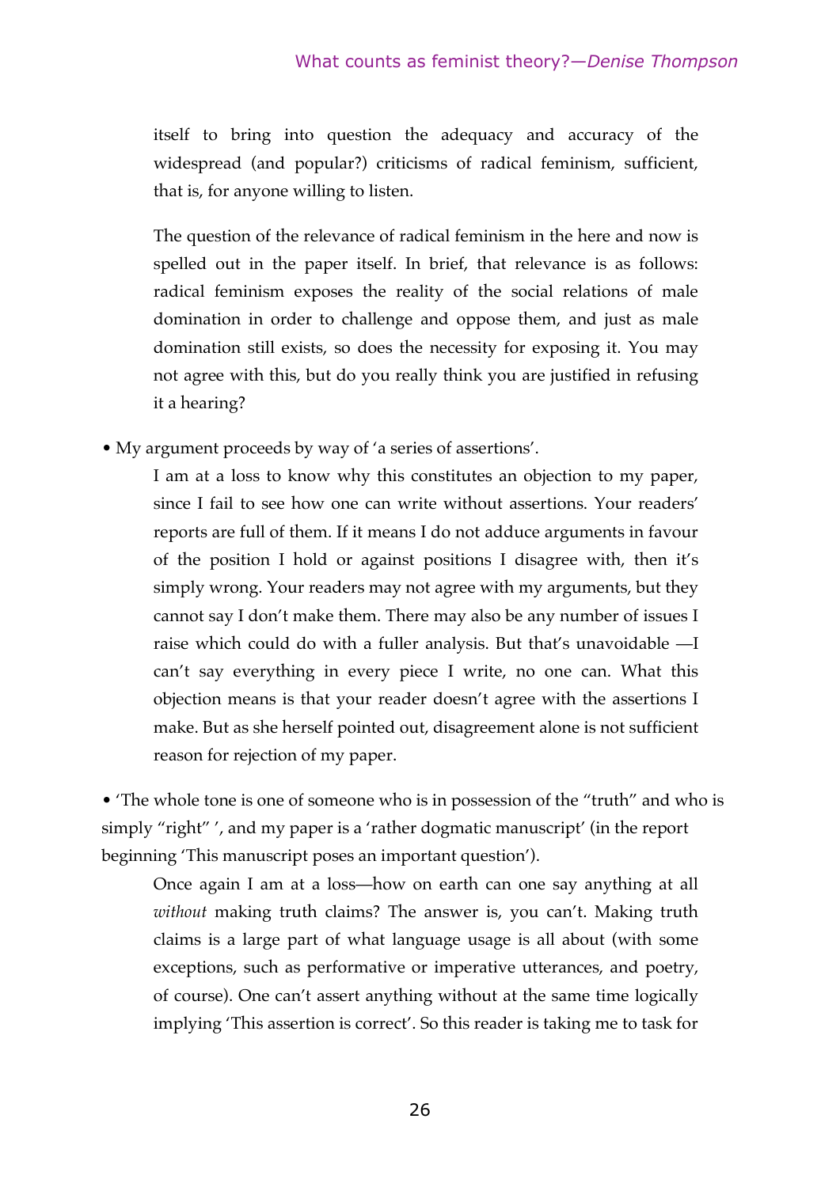itself to bring into question the adequacy and accuracy of the widespread (and popular?) criticisms of radical feminism, sufficient, that is, for anyone willing to listen.

The question of the relevance of radical feminism in the here and now is spelled out in the paper itself. In brief, that relevance is as follows: radical feminism exposes the reality of the social relations of male domination in order to challenge and oppose them, and just as male domination still exists, so does the necessity for exposing it. You may not agree with this, but do you really think you are justified in refusing it a hearing?

- My argument proceeds by way of 'a series of assertions'.

  I am at a loss to know why this constitutes an objection to my paper, since I fail to see how one can write without assertions. Your readers' reports are full of them. If it means I do not adduce arguments in favour of the position I hold or against positions I disagree with, then it's simply wrong. Your readers may not agree with my arguments, but they cannot say I don't make them. There may also be any number of issues I raise which could do with a fuller analysis. But that's unavoidable —I can't say everything in every piece I write, no one can. What this objection means is that your reader doesn't agree with the assertions I make. But as she herself pointed out, disagreement alone is not sufficient reason for rejection of my paper.

- 'The whole tone is one of someone who is in possession of the "truth" and who is simply "right" ', and my paper is a 'rather dogmatic manuscript' (in the report beginning 'This manuscript poses an important question').

  Once again I am at a loss—how on earth can one say anything at all *without* making truth claims? The answer is, you can't. Making truth claims is a large part of what language usage is all about (with some exceptions, such as performative or imperative utterances, and poetry, of course). One can't assert anything without at the same time logically implying 'This assertion is correct'. So this reader is taking me to task for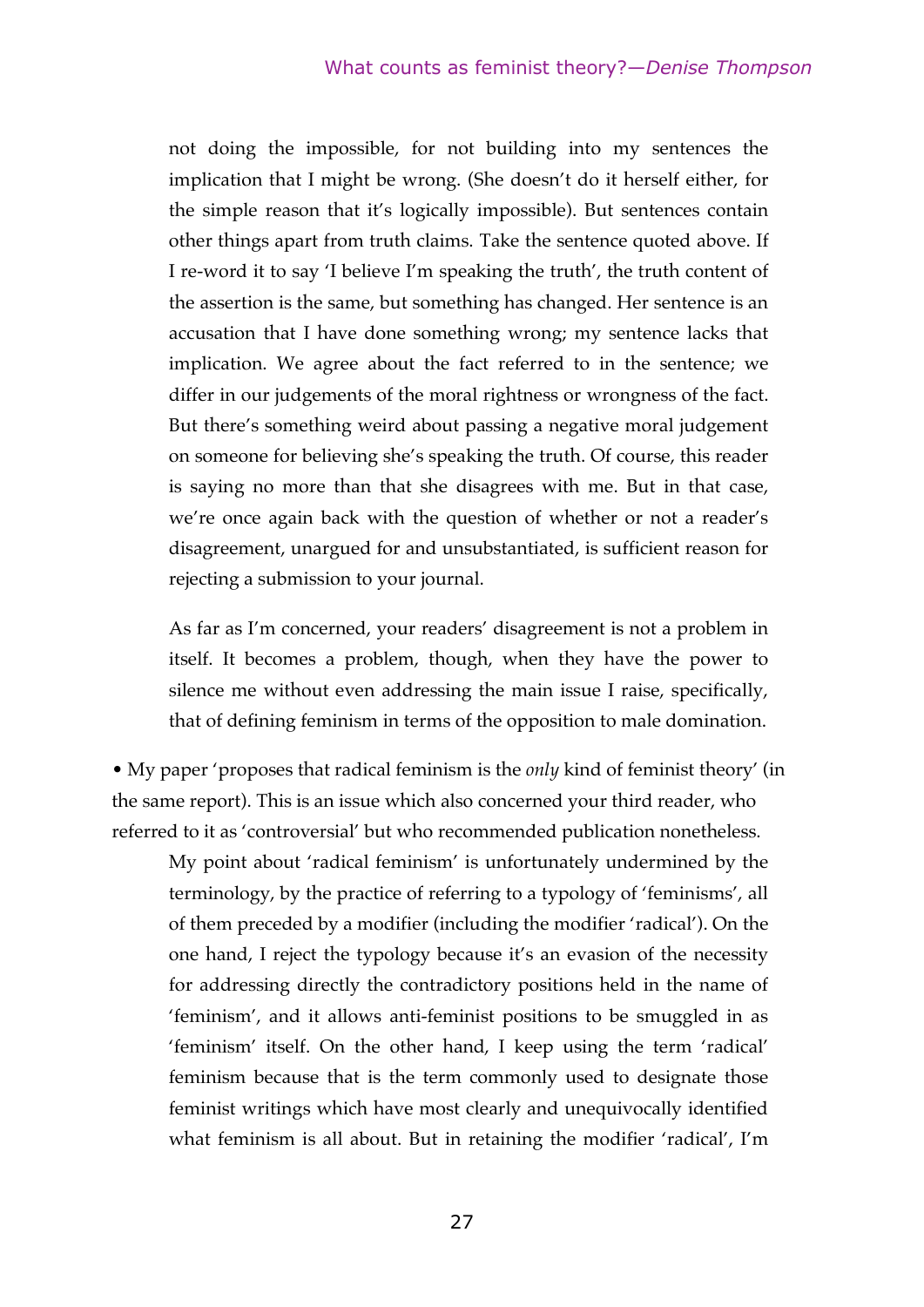> not doing the impossible, for not building into my sentences the implication that I might be wrong. (She doesn't do it herself either, for the simple reason that it's logically impossible). But sentences contain other things apart from truth claims. Take the sentence quoted above. If I re-word it to say 'I believe I'm speaking the truth', the truth content of the assertion is the same, but something has changed. Her sentence is an accusation that I have done something wrong; my sentence lacks that implication. We agree about the fact referred to in the sentence; we differ in our judgements of the moral rightness or wrongness of the fact. But there's something weird about passing a negative moral judgement on someone for believing she's speaking the truth. Of course, this reader is saying no more than that she disagrees with me. But in that case, we're once again back with the question of whether or not a reader's disagreement, unargued for and unsubstantiated, is sufficient reason for rejecting a submission to your journal.
>
> As far as I'm concerned, your readers' disagreement is not a problem in itself. It becomes a problem, though, when they have the power to silence me without even addressing the main issue I raise, specifically, that of defining feminism in terms of the opposition to male domination.

• My paper 'proposes that radical feminism is the *only* kind of feminist theory' (in the same report). This is an issue which also concerned your third reader, who referred to it as 'controversial' but who recommended publication nonetheless.

> My point about 'radical feminism' is unfortunately undermined by the terminology, by the practice of referring to a typology of 'feminisms', all of them preceded by a modifier (including the modifier 'radical'). On the one hand, I reject the typology because it's an evasion of the necessity for addressing directly the contradictory positions held in the name of 'feminism', and it allows anti-feminist positions to be smuggled in as 'feminism' itself. On the other hand, I keep using the term 'radical' feminism because that is the term commonly used to designate those feminist writings which have most clearly and unequivocally identified what feminism is all about. But in retaining the modifier 'radical', I'm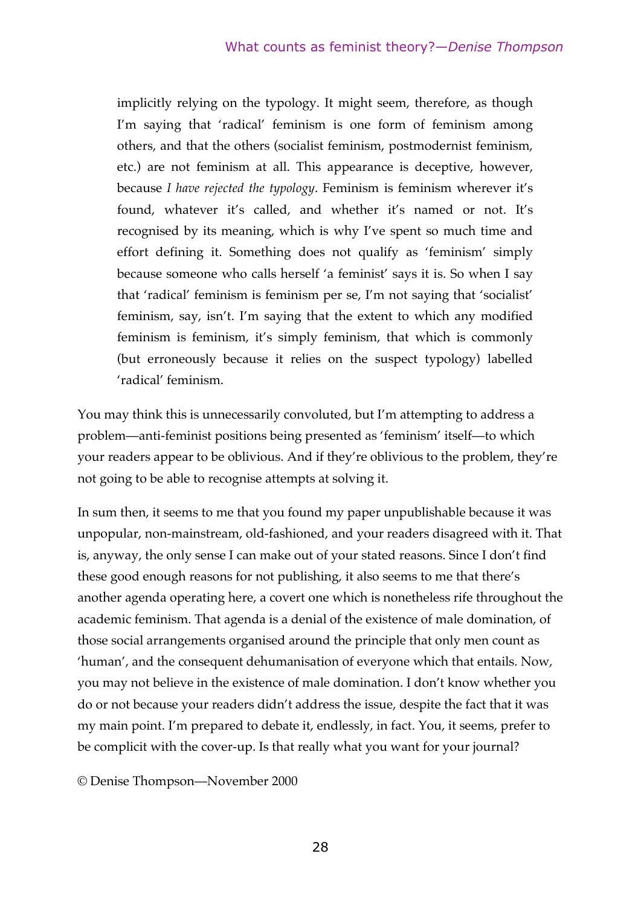> implicitly relying on the typology. It might seem, therefore, as though I'm saying that 'radical' feminism is one form of feminism among others, and that the others (socialist feminism, postmodernist feminism, etc.) are not feminism at all. This appearance is deceptive, however, because *I have rejected the typology*. Feminism is feminism wherever it's found, whatever it's called, and whether it's named or not. It's recognised by its meaning, which is why I've spent so much time and effort defining it. Something does not qualify as 'feminism' simply because someone who calls herself 'a feminist' says it is. So when I say that 'radical' feminism is feminism per se, I'm not saying that 'socialist' feminism, say, isn't. I'm saying that the extent to which any modified feminism is feminism, it's simply feminism, that which is commonly (but erroneously because it relies on the suspect typology) labelled 'radical' feminism.

You may think this is unnecessarily convoluted, but I'm attempting to address a problem—anti-feminist positions being presented as 'feminism' itself—to which your readers appear to be oblivious. And if they're oblivious to the problem, they're not going to be able to recognise attempts at solving it.

In sum then, it seems to me that you found my paper unpublishable because it was unpopular, non-mainstream, old-fashioned, and your readers disagreed with it. That is, anyway, the only sense I can make out of your stated reasons. Since I don't find these good enough reasons for not publishing, it also seems to me that there's another agenda operating here, a covert one which is nonetheless rife throughout the academic feminism. That agenda is a denial of the existence of male domination, of those social arrangements organised around the principle that only men count as 'human', and the consequent dehumanisation of everyone which that entails. Now, you may not believe in the existence of male domination. I don't know whether you do or not because your readers didn't address the issue, despite the fact that it was my main point. I'm prepared to debate it, endlessly, in fact. You, it seems, prefer to be complicit with the cover-up. Is that really what you want for your journal?

© Denise Thompson—November 2000